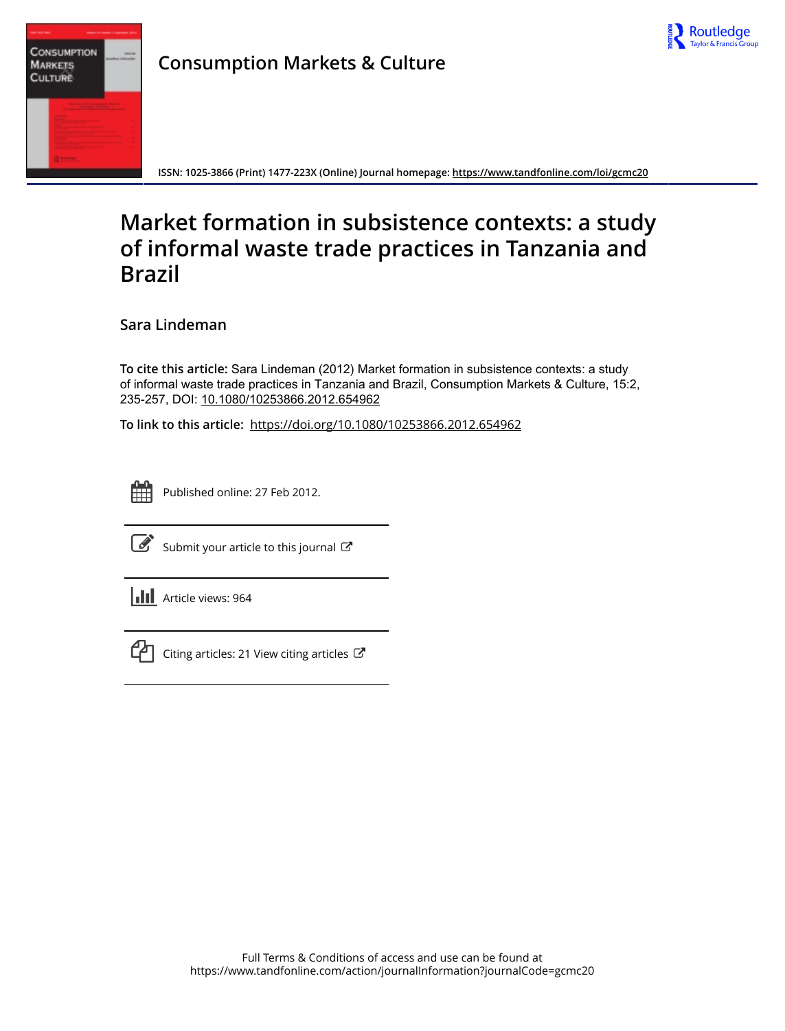Consumption Markets & Culture

ISSN: 1025-3866 (Print) 1477-223X (Online) Journal homepage: https://www.tandfonline.com/loi/gcmc20

# Market formation in subsistence contexts: a study of informal waste trade practices in Tanzania and Brazil

**Sara Lindeman**

**To cite this article:** Sara Lindeman (2012) Market formation in subsistence contexts: a study of informal waste trade practices in Tanzania and Brazil, Consumption Markets & Culture, 15:2, 235-257, DOI: 10.1080/10253866.2012.654962

**To link to this article:** https://doi.org/10.1080/10253866.2012.654962

Published online: 27 Feb 2012.

Submit your article to this journal

Article views: 964

Citing articles: 21 View citing articles

Full Terms & Conditions of access and use can be found at https://www.tandfonline.com/action/journalInformation?journalCode=gcmc20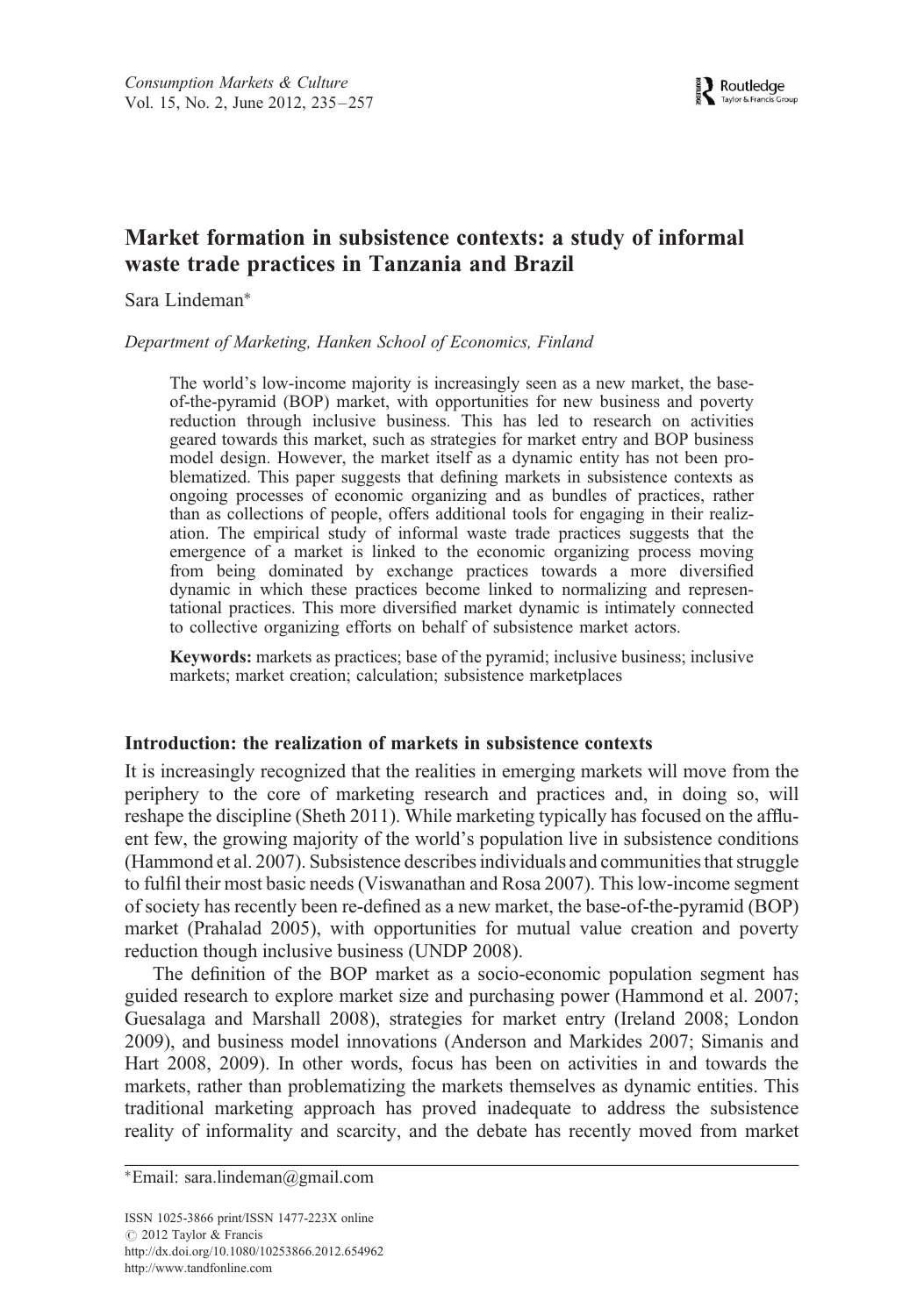# Market formation in subsistence contexts: a study of informal waste trade practices in Tanzania and Brazil

Sara Lindeman*

*Department of Marketing, Hanken School of Economics, Finland*

The world's low-income majority is increasingly seen as a new market, the base-of-the-pyramid (BOP) market, with opportunities for new business and poverty reduction through inclusive business. This has led to research on activities geared towards this market, such as strategies for market entry and BOP business model design. However, the market itself as a dynamic entity has not been problematized. This paper suggests that defining markets in subsistence contexts as ongoing processes of economic organizing and as bundles of practices, rather than as collections of people, offers additional tools for engaging in their realization. The empirical study of informal waste trade practices suggests that the emergence of a market is linked to the economic organizing process moving from being dominated by exchange practices towards a more diversified dynamic in which these practices become linked to normalizing and representational practices. This more diversified market dynamic is intimately connected to collective organizing efforts on behalf of subsistence market actors.

**Keywords:** markets as practices; base of the pyramid; inclusive business; inclusive markets; market creation; calculation; subsistence marketplaces

## Introduction: the realization of markets in subsistence contexts

It is increasingly recognized that the realities in emerging markets will move from the periphery to the core of marketing research and practices and, in doing so, will reshape the discipline (Sheth 2011). While marketing typically has focused on the affluent few, the growing majority of the world's population live in subsistence conditions (Hammond et al. 2007). Subsistence describes individuals and communities that struggle to fulfil their most basic needs (Viswanathan and Rosa 2007). This low-income segment of society has recently been re-defined as a new market, the base-of-the-pyramid (BOP) market (Prahalad 2005), with opportunities for mutual value creation and poverty reduction though inclusive business (UNDP 2008).

The definition of the BOP market as a socio-economic population segment has guided research to explore market size and purchasing power (Hammond et al. 2007; Guesalaga and Marshall 2008), strategies for market entry (Ireland 2008; London 2009), and business model innovations (Anderson and Markides 2007; Simanis and Hart 2008, 2009). In other words, focus has been on activities in and towards the markets, rather than problematizing the markets themselves as dynamic entities. This traditional marketing approach has proved inadequate to address the subsistence reality of informality and scarcity, and the debate has recently moved from market

*Email: sara.lindeman@gmail.com

ISSN 1025-3866 print/ISSN 1477-223X online
© 2012 Taylor & Francis
http://dx.doi.org/10.1080/10253866.2012.654962
http://www.tandfonline.com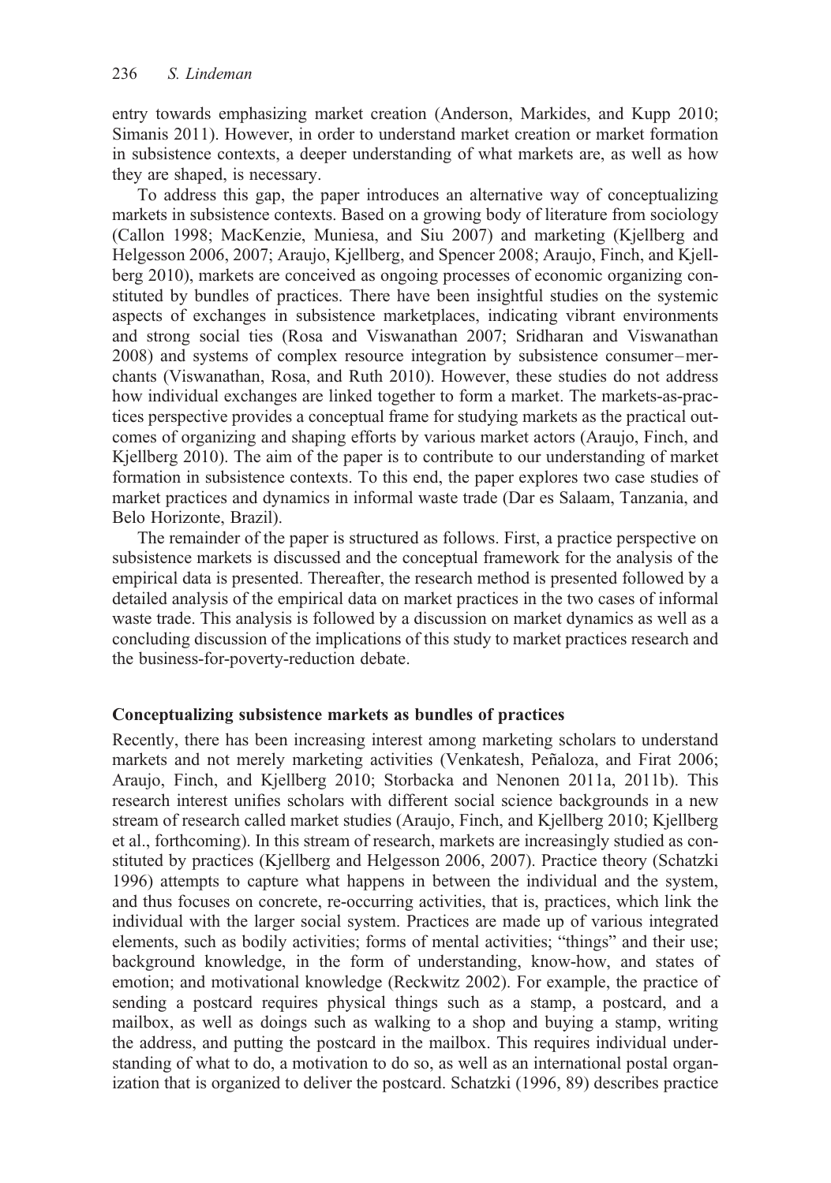entry towards emphasizing market creation (Anderson, Markides, and Kupp 2010; Simanis 2011). However, in order to understand market creation or market formation in subsistence contexts, a deeper understanding of what markets are, as well as how they are shaped, is necessary.

To address this gap, the paper introduces an alternative way of conceptualizing markets in subsistence contexts. Based on a growing body of literature from sociology (Callon 1998; MacKenzie, Muniesa, and Siu 2007) and marketing (Kjellberg and Helgesson 2006, 2007; Araujo, Kjellberg, and Spencer 2008; Araujo, Finch, and Kjellberg 2010), markets are conceived as ongoing processes of economic organizing constituted by bundles of practices. There have been insightful studies on the systemic aspects of exchanges in subsistence marketplaces, indicating vibrant environments and strong social ties (Rosa and Viswanathan 2007; Sridharan and Viswanathan 2008) and systems of complex resource integration by subsistence consumer–merchants (Viswanathan, Rosa, and Ruth 2010). However, these studies do not address how individual exchanges are linked together to form a market. The markets-as-practices perspective provides a conceptual frame for studying markets as the practical outcomes of organizing and shaping efforts by various market actors (Araujo, Finch, and Kjellberg 2010). The aim of the paper is to contribute to our understanding of market formation in subsistence contexts. To this end, the paper explores two case studies of market practices and dynamics in informal waste trade (Dar es Salaam, Tanzania, and Belo Horizonte, Brazil).

The remainder of the paper is structured as follows. First, a practice perspective on subsistence markets is discussed and the conceptual framework for the analysis of the empirical data is presented. Thereafter, the research method is presented followed by a detailed analysis of the empirical data on market practices in the two cases of informal waste trade. This analysis is followed by a discussion on market dynamics as well as a concluding discussion of the implications of this study to market practices research and the business-for-poverty-reduction debate.

## Conceptualizing subsistence markets as bundles of practices

Recently, there has been increasing interest among marketing scholars to understand markets and not merely marketing activities (Venkatesh, Peñaloza, and Firat 2006; Araujo, Finch, and Kjellberg 2010; Storbacka and Nenonen 2011a, 2011b). This research interest unifies scholars with different social science backgrounds in a new stream of research called market studies (Araujo, Finch, and Kjellberg 2010; Kjellberg et al., forthcoming). In this stream of research, markets are increasingly studied as constituted by practices (Kjellberg and Helgesson 2006, 2007). Practice theory (Schatzki 1996) attempts to capture what happens in between the individual and the system, and thus focuses on concrete, re-occurring activities, that is, practices, which link the individual with the larger social system. Practices are made up of various integrated elements, such as bodily activities; forms of mental activities; "things" and their use; background knowledge, in the form of understanding, know-how, and states of emotion; and motivational knowledge (Reckwitz 2002). For example, the practice of sending a postcard requires physical things such as a stamp, a postcard, and a mailbox, as well as doings such as walking to a shop and buying a stamp, writing the address, and putting the postcard in the mailbox. This requires individual understanding of what to do, a motivation to do so, as well as an international postal organization that is organized to deliver the postcard. Schatzki (1996, 89) describes practice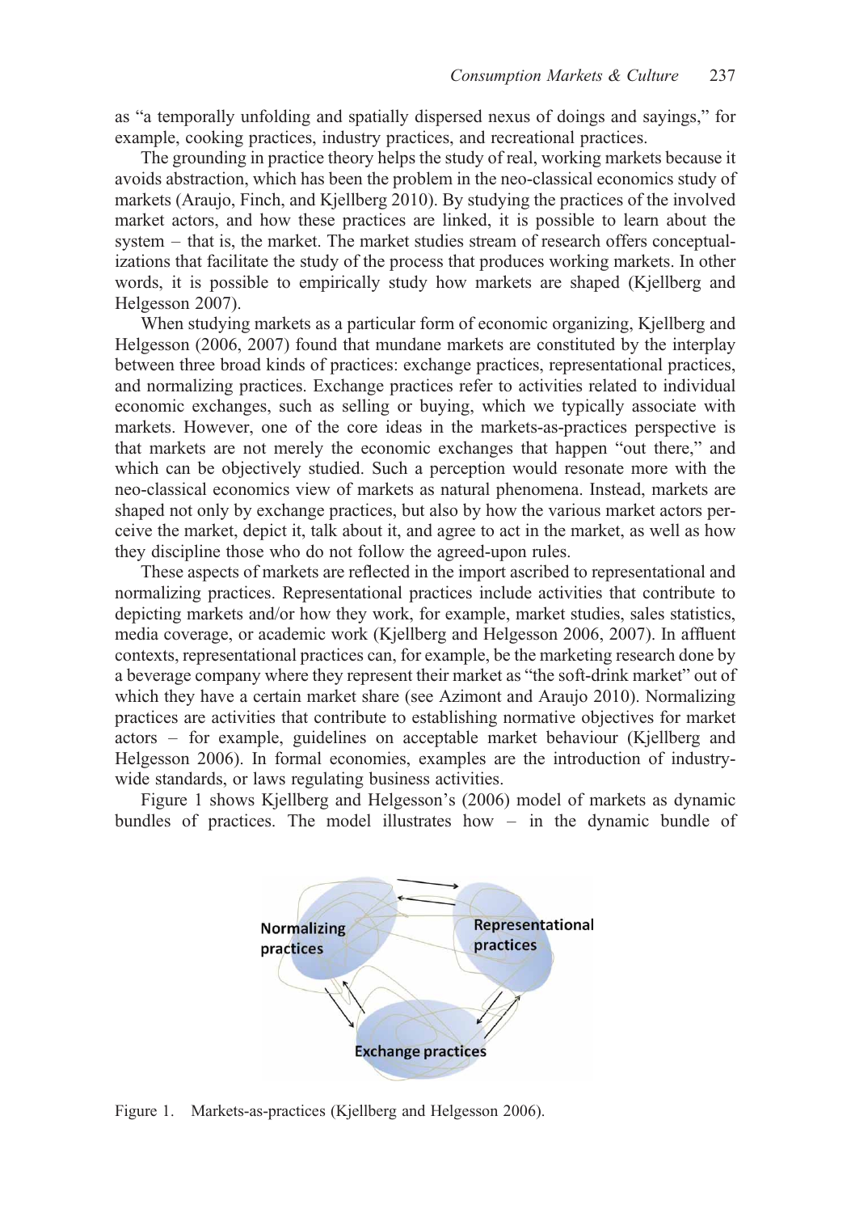as "a temporally unfolding and spatially dispersed nexus of doings and sayings," for example, cooking practices, industry practices, and recreational practices.

The grounding in practice theory helps the study of real, working markets because it avoids abstraction, which has been the problem in the neo-classical economics study of markets (Araujo, Finch, and Kjellberg 2010). By studying the practices of the involved market actors, and how these practices are linked, it is possible to learn about the system – that is, the market. The market studies stream of research offers conceptualizations that facilitate the study of the process that produces working markets. In other words, it is possible to empirically study how markets are shaped (Kjellberg and Helgesson 2007).

When studying markets as a particular form of economic organizing, Kjellberg and Helgesson (2006, 2007) found that mundane markets are constituted by the interplay between three broad kinds of practices: exchange practices, representational practices, and normalizing practices. Exchange practices refer to activities related to individual economic exchanges, such as selling or buying, which we typically associate with markets. However, one of the core ideas in the markets-as-practices perspective is that markets are not merely the economic exchanges that happen "out there," and which can be objectively studied. Such a perception would resonate more with the neo-classical economics view of markets as natural phenomena. Instead, markets are shaped not only by exchange practices, but also by how the various market actors perceive the market, depict it, talk about it, and agree to act in the market, as well as how they discipline those who do not follow the agreed-upon rules.

These aspects of markets are reflected in the import ascribed to representational and normalizing practices. Representational practices include activities that contribute to depicting markets and/or how they work, for example, market studies, sales statistics, media coverage, or academic work (Kjellberg and Helgesson 2006, 2007). In affluent contexts, representational practices can, for example, be the marketing research done by a beverage company where they represent their market as "the soft-drink market" out of which they have a certain market share (see Azimont and Araujo 2010). Normalizing practices are activities that contribute to establishing normative objectives for market actors – for example, guidelines on acceptable market behaviour (Kjellberg and Helgesson 2006). In formal economies, examples are the introduction of industry-wide standards, or laws regulating business activities.

Figure 1 shows Kjellberg and Helgesson's (2006) model of markets as dynamic bundles of practices. The model illustrates how – in the dynamic bundle of

Figure 1. Markets-as-practices (Kjellberg and Helgesson 2006).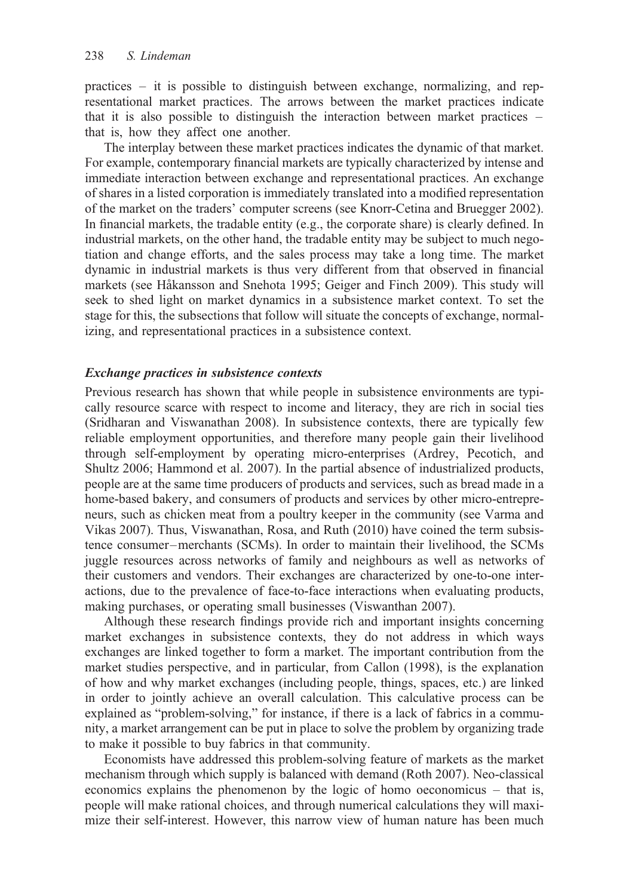practices – it is possible to distinguish between exchange, normalizing, and representational market practices. The arrows between the market practices indicate that it is also possible to distinguish the interaction between market practices – that is, how they affect one another.

The interplay between these market practices indicates the dynamic of that market. For example, contemporary financial markets are typically characterized by intense and immediate interaction between exchange and representational practices. An exchange of shares in a listed corporation is immediately translated into a modified representation of the market on the traders' computer screens (see Knorr-Cetina and Bruegger 2002). In financial markets, the tradable entity (e.g., the corporate share) is clearly defined. In industrial markets, on the other hand, the tradable entity may be subject to much negotiation and change efforts, and the sales process may take a long time. The market dynamic in industrial markets is thus very different from that observed in financial markets (see Håkansson and Snehota 1995; Geiger and Finch 2009). This study will seek to shed light on market dynamics in a subsistence market context. To set the stage for this, the subsections that follow will situate the concepts of exchange, normalizing, and representational practices in a subsistence context.

### *Exchange practices in subsistence contexts*

Previous research has shown that while people in subsistence environments are typically resource scarce with respect to income and literacy, they are rich in social ties (Sridharan and Viswanathan 2008). In subsistence contexts, there are typically few reliable employment opportunities, and therefore many people gain their livelihood through self-employment by operating micro-enterprises (Ardrey, Pecotich, and Shultz 2006; Hammond et al. 2007). In the partial absence of industrialized products, people are at the same time producers of products and services, such as bread made in a home-based bakery, and consumers of products and services by other micro-entrepreneurs, such as chicken meat from a poultry keeper in the community (see Varma and Vikas 2007). Thus, Viswanathan, Rosa, and Ruth (2010) have coined the term subsistence consumer–merchants (SCMs). In order to maintain their livelihood, the SCMs juggle resources across networks of family and neighbours as well as networks of their customers and vendors. Their exchanges are characterized by one-to-one interactions, due to the prevalence of face-to-face interactions when evaluating products, making purchases, or operating small businesses (Viswanthan 2007).

Although these research findings provide rich and important insights concerning market exchanges in subsistence contexts, they do not address in which ways exchanges are linked together to form a market. The important contribution from the market studies perspective, and in particular, from Callon (1998), is the explanation of how and why market exchanges (including people, things, spaces, etc.) are linked in order to jointly achieve an overall calculation. This calculative process can be explained as "problem-solving," for instance, if there is a lack of fabrics in a community, a market arrangement can be put in place to solve the problem by organizing trade to make it possible to buy fabrics in that community.

Economists have addressed this problem-solving feature of markets as the market mechanism through which supply is balanced with demand (Roth 2007). Neo-classical economics explains the phenomenon by the logic of homo oeconomicus – that is, people will make rational choices, and through numerical calculations they will maximize their self-interest. However, this narrow view of human nature has been much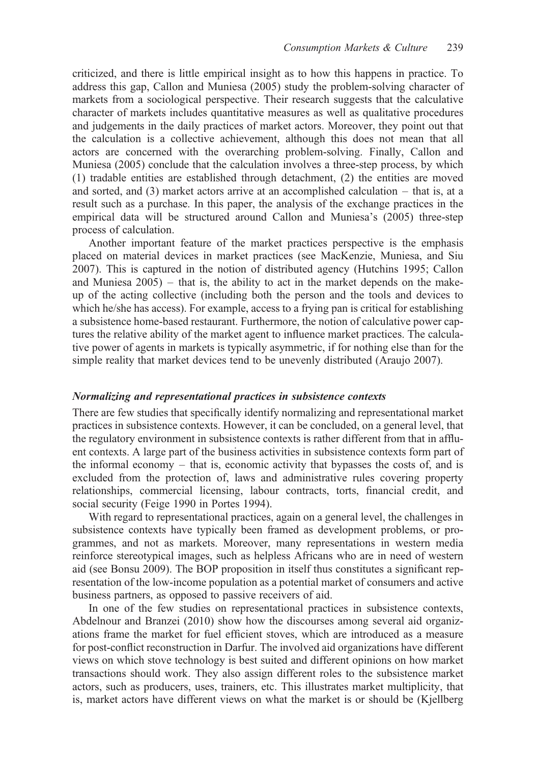criticized, and there is little empirical insight as to how this happens in practice. To address this gap, Callon and Muniesa (2005) study the problem-solving character of markets from a sociological perspective. Their research suggests that the calculative character of markets includes quantitative measures as well as qualitative procedures and judgements in the daily practices of market actors. Moreover, they point out that the calculation is a collective achievement, although this does not mean that all actors are concerned with the overarching problem-solving. Finally, Callon and Muniesa (2005) conclude that the calculation involves a three-step process, by which (1) tradable entities are established through detachment, (2) the entities are moved and sorted, and (3) market actors arrive at an accomplished calculation – that is, at a result such as a purchase. In this paper, the analysis of the exchange practices in the empirical data will be structured around Callon and Muniesa's (2005) three-step process of calculation.

Another important feature of the market practices perspective is the emphasis placed on material devices in market practices (see MacKenzie, Muniesa, and Siu 2007). This is captured in the notion of distributed agency (Hutchins 1995; Callon and Muniesa 2005) – that is, the ability to act in the market depends on the make-up of the acting collective (including both the person and the tools and devices to which he/she has access). For example, access to a frying pan is critical for establishing a subsistence home-based restaurant. Furthermore, the notion of calculative power captures the relative ability of the market agent to influence market practices. The calculative power of agents in markets is typically asymmetric, if for nothing else than for the simple reality that market devices tend to be unevenly distributed (Araujo 2007).

### *Normalizing and representational practices in subsistence contexts*

There are few studies that specifically identify normalizing and representational market practices in subsistence contexts. However, it can be concluded, on a general level, that the regulatory environment in subsistence contexts is rather different from that in affluent contexts. A large part of the business activities in subsistence contexts form part of the informal economy – that is, economic activity that bypasses the costs of, and is excluded from the protection of, laws and administrative rules covering property relationships, commercial licensing, labour contracts, torts, financial credit, and social security (Feige 1990 in Portes 1994).

With regard to representational practices, again on a general level, the challenges in subsistence contexts have typically been framed as development problems, or programmes, and not as markets. Moreover, many representations in western media reinforce stereotypical images, such as helpless Africans who are in need of western aid (see Bonsu 2009). The BOP proposition in itself thus constitutes a significant representation of the low-income population as a potential market of consumers and active business partners, as opposed to passive receivers of aid.

In one of the few studies on representational practices in subsistence contexts, Abdelnour and Branzei (2010) show how the discourses among several aid organizations frame the market for fuel efficient stoves, which are introduced as a measure for post-conflict reconstruction in Darfur. The involved aid organizations have different views on which stove technology is best suited and different opinions on how market transactions should work. They also assign different roles to the subsistence market actors, such as producers, uses, trainers, etc. This illustrates market multiplicity, that is, market actors have different views on what the market is or should be (Kjellberg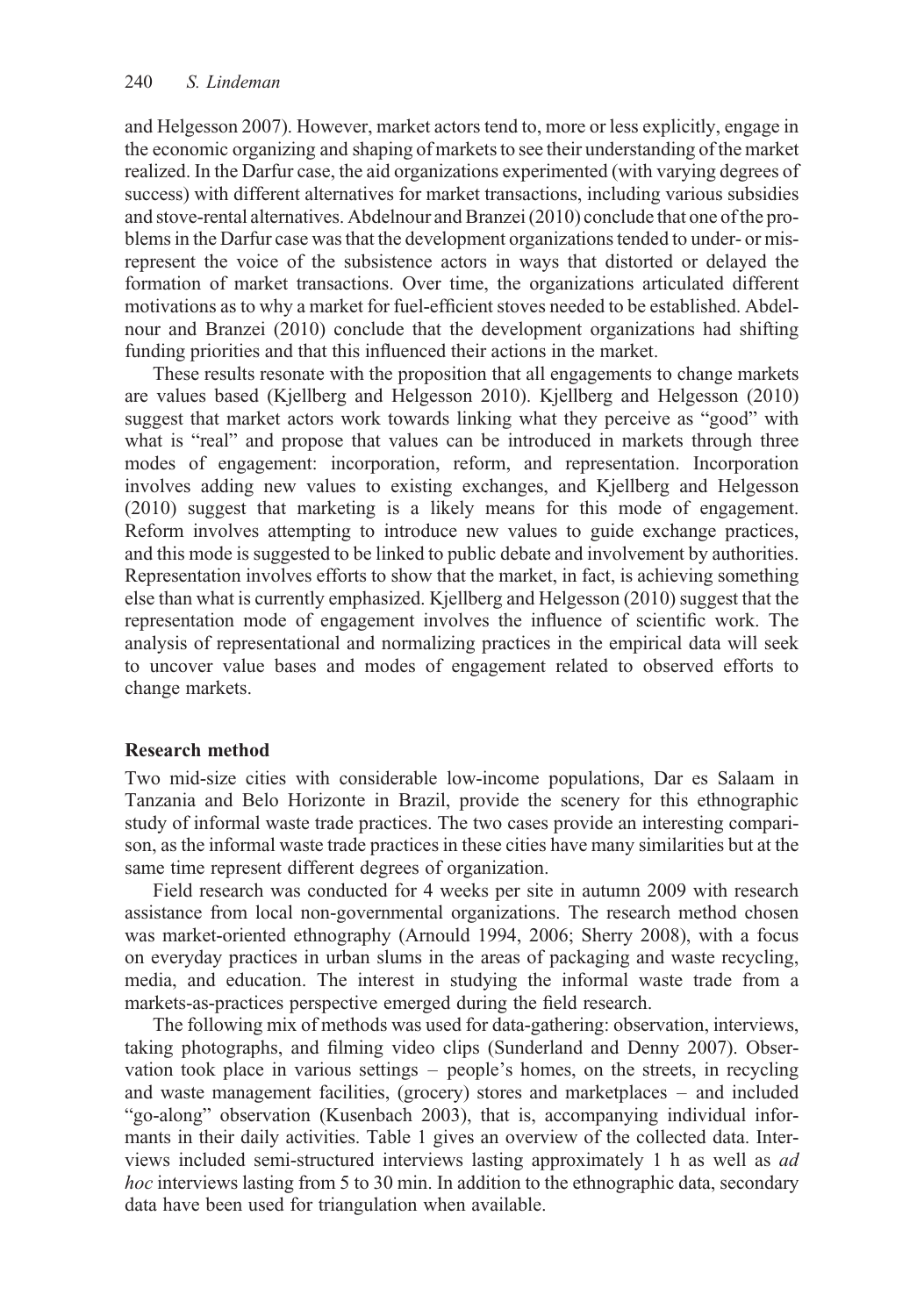and Helgesson 2007). However, market actors tend to, more or less explicitly, engage in the economic organizing and shaping of markets to see their understanding of the market realized. In the Darfur case, the aid organizations experimented (with varying degrees of success) with different alternatives for market transactions, including various subsidies and stove-rental alternatives. Abdelnour and Branzei (2010) conclude that one of the problems in the Darfur case was that the development organizations tended to under- or misrepresent the voice of the subsistence actors in ways that distorted or delayed the formation of market transactions. Over time, the organizations articulated different motivations as to why a market for fuel-efficient stoves needed to be established. Abdelnour and Branzei (2010) conclude that the development organizations had shifting funding priorities and that this influenced their actions in the market.

These results resonate with the proposition that all engagements to change markets are values based (Kjellberg and Helgesson 2010). Kjellberg and Helgesson (2010) suggest that market actors work towards linking what they perceive as "good" with what is "real" and propose that values can be introduced in markets through three modes of engagement: incorporation, reform, and representation. Incorporation involves adding new values to existing exchanges, and Kjellberg and Helgesson (2010) suggest that marketing is a likely means for this mode of engagement. Reform involves attempting to introduce new values to guide exchange practices, and this mode is suggested to be linked to public debate and involvement by authorities. Representation involves efforts to show that the market, in fact, is achieving something else than what is currently emphasized. Kjellberg and Helgesson (2010) suggest that the representation mode of engagement involves the influence of scientific work. The analysis of representational and normalizing practices in the empirical data will seek to uncover value bases and modes of engagement related to observed efforts to change markets.

## Research method

Two mid-size cities with considerable low-income populations, Dar es Salaam in Tanzania and Belo Horizonte in Brazil, provide the scenery for this ethnographic study of informal waste trade practices. The two cases provide an interesting comparison, as the informal waste trade practices in these cities have many similarities but at the same time represent different degrees of organization.

Field research was conducted for 4 weeks per site in autumn 2009 with research assistance from local non-governmental organizations. The research method chosen was market-oriented ethnography (Arnould 1994, 2006; Sherry 2008), with a focus on everyday practices in urban slums in the areas of packaging and waste recycling, media, and education. The interest in studying the informal waste trade from a markets-as-practices perspective emerged during the field research.

The following mix of methods was used for data-gathering: observation, interviews, taking photographs, and filming video clips (Sunderland and Denny 2007). Observation took place in various settings – people's homes, on the streets, in recycling and waste management facilities, (grocery) stores and marketplaces – and included "go-along" observation (Kusenbach 2003), that is, accompanying individual informants in their daily activities. Table 1 gives an overview of the collected data. Interviews included semi-structured interviews lasting approximately 1 h as well as *ad hoc* interviews lasting from 5 to 30 min. In addition to the ethnographic data, secondary data have been used for triangulation when available.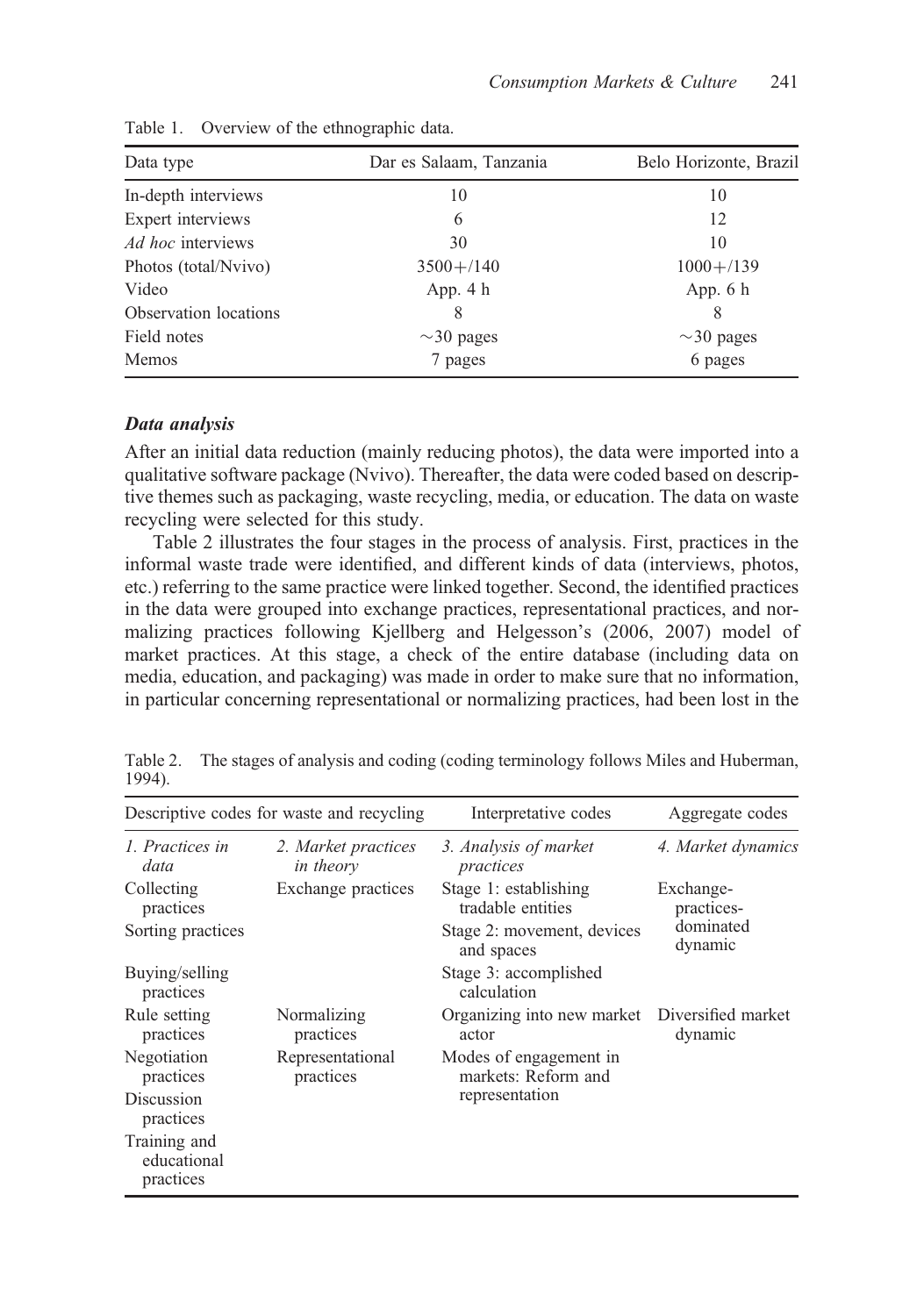Table 1. Overview of the ethnographic data.

| Data type | Dar es Salaam, Tanzania | Belo Horizonte, Brazil |
|---|---|---|
| In-depth interviews | 10 | 10 |
| Expert interviews | 6 | 12 |
| *Ad hoc* interviews | 30 | 10 |
| Photos (total/Nvivo) | 3500+/140 | 1000+/139 |
| Video | App. 4 h | App. 6 h |
| Observation locations | 8 | 8 |
| Field notes | ~30 pages | ~30 pages |
| Memos | 7 pages | 6 pages |

### *Data analysis*

After an initial data reduction (mainly reducing photos), the data were imported into a qualitative software package (Nvivo). Thereafter, the data were coded based on descriptive themes such as packaging, waste recycling, media, or education. The data on waste recycling were selected for this study.

Table 2 illustrates the four stages in the process of analysis. First, practices in the informal waste trade were identified, and different kinds of data (interviews, photos, etc.) referring to the same practice were linked together. Second, the identified practices in the data were grouped into exchange practices, representational practices, and normalizing practices following Kjellberg and Helgesson's (2006, 2007) model of market practices. At this stage, a check of the entire database (including data on media, education, and packaging) was made in order to make sure that no information, in particular concerning representational or normalizing practices, had been lost in the

Table 2. The stages of analysis and coding (coding terminology follows Miles and Huberman, 1994).

| Descriptive codes for waste and recycling | | Interpretative codes | Aggregate codes |
|---|---|---|---|
| *1. Practices in data* | *2. Market practices in theory* | *3. Analysis of market practices* | *4. Market dynamics* |
| Collecting practices | Exchange practices | Stage 1: establishing tradable entities | Exchange-practices-dominated dynamic |
| Sorting practices | | Stage 2: movement, devices and spaces | |
| Buying/selling practices | | Stage 3: accomplished calculation | |
| Rule setting practices | Normalizing practices | Organizing into new market actor | Diversified market dynamic |
| Negotiation practices | Representational practices | Modes of engagement in markets: Reform and representation | |
| Discussion practices | | | |
| Training and educational practices | | | |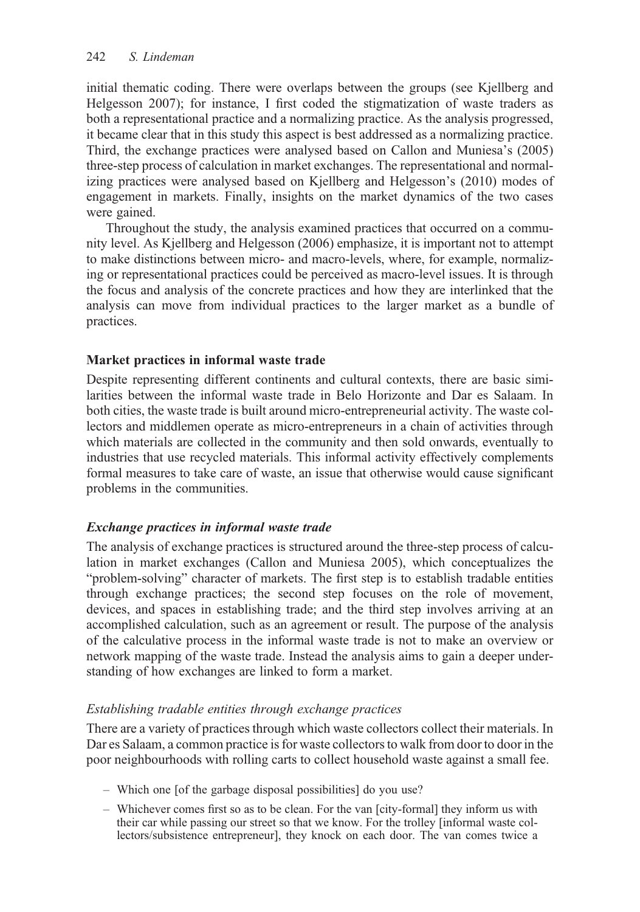initial thematic coding. There were overlaps between the groups (see Kjellberg and Helgesson 2007); for instance, I first coded the stigmatization of waste traders as both a representational practice and a normalizing practice. As the analysis progressed, it became clear that in this study this aspect is best addressed as a normalizing practice. Third, the exchange practices were analysed based on Callon and Muniesa's (2005) three-step process of calculation in market exchanges. The representational and normalizing practices were analysed based on Kjellberg and Helgesson's (2010) modes of engagement in markets. Finally, insights on the market dynamics of the two cases were gained.

Throughout the study, the analysis examined practices that occurred on a community level. As Kjellberg and Helgesson (2006) emphasize, it is important not to attempt to make distinctions between micro- and macro-levels, where, for example, normalizing or representational practices could be perceived as macro-level issues. It is through the focus and analysis of the concrete practices and how they are interlinked that the analysis can move from individual practices to the larger market as a bundle of practices.

## Market practices in informal waste trade

Despite representing different continents and cultural contexts, there are basic similarities between the informal waste trade in Belo Horizonte and Dar es Salaam. In both cities, the waste trade is built around micro-entrepreneurial activity. The waste collectors and middlemen operate as micro-entrepreneurs in a chain of activities through which materials are collected in the community and then sold onwards, eventually to industries that use recycled materials. This informal activity effectively complements formal measures to take care of waste, an issue that otherwise would cause significant problems in the communities.

### *Exchange practices in informal waste trade*

The analysis of exchange practices is structured around the three-step process of calculation in market exchanges (Callon and Muniesa 2005), which conceptualizes the "problem-solving" character of markets. The first step is to establish tradable entities through exchange practices; the second step focuses on the role of movement, devices, and spaces in establishing trade; and the third step involves arriving at an accomplished calculation, such as an agreement or result. The purpose of the analysis of the calculative process in the informal waste trade is not to make an overview or network mapping of the waste trade. Instead the analysis aims to gain a deeper understanding of how exchanges are linked to form a market.

#### *Establishing tradable entities through exchange practices*

There are a variety of practices through which waste collectors collect their materials. In Dar es Salaam, a common practice is for waste collectors to walk from door to door in the poor neighbourhoods with rolling carts to collect household waste against a small fee.

- Which one [of the garbage disposal possibilities] do you use?
- Whichever comes first so as to be clean. For the van [city-formal] they inform us with their car while passing our street so that we know. For the trolley [informal waste collectors/subsistence entrepreneur], they knock on each door. The van comes twice a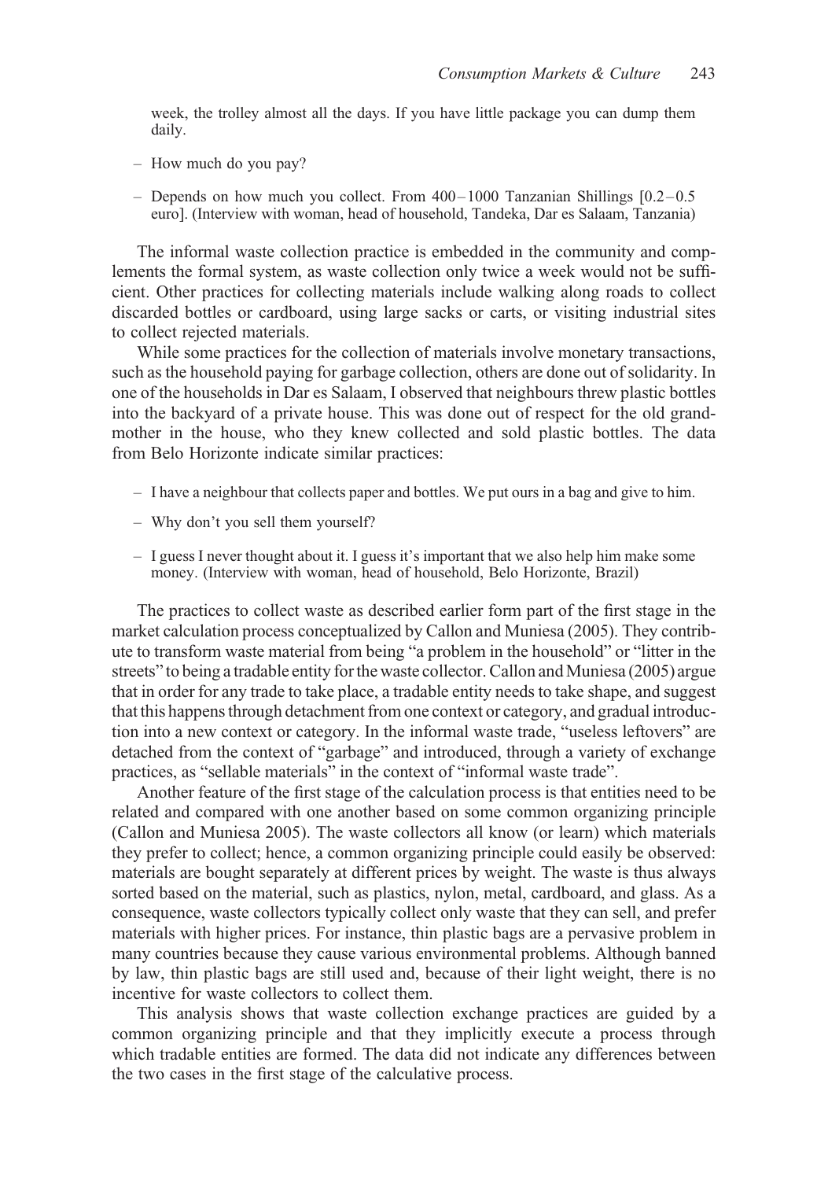week, the trolley almost all the days. If you have little package you can dump them daily.

– How much do you pay?

– Depends on how much you collect. From 400–1000 Tanzanian Shillings [0.2–0.5 euro]. (Interview with woman, head of household, Tandeka, Dar es Salaam, Tanzania)

The informal waste collection practice is embedded in the community and complements the formal system, as waste collection only twice a week would not be sufficient. Other practices for collecting materials include walking along roads to collect discarded bottles or cardboard, using large sacks or carts, or visiting industrial sites to collect rejected materials.

While some practices for the collection of materials involve monetary transactions, such as the household paying for garbage collection, others are done out of solidarity. In one of the households in Dar es Salaam, I observed that neighbours threw plastic bottles into the backyard of a private house. This was done out of respect for the old grandmother in the house, who they knew collected and sold plastic bottles. The data from Belo Horizonte indicate similar practices:

– I have a neighbour that collects paper and bottles. We put ours in a bag and give to him.

– Why don't you sell them yourself?

– I guess I never thought about it. I guess it's important that we also help him make some money. (Interview with woman, head of household, Belo Horizonte, Brazil)

The practices to collect waste as described earlier form part of the first stage in the market calculation process conceptualized by Callon and Muniesa (2005). They contribute to transform waste material from being "a problem in the household" or "litter in the streets" to being a tradable entity for the waste collector. Callon and Muniesa (2005) argue that in order for any trade to take place, a tradable entity needs to take shape, and suggest that this happens through detachment from one context or category, and gradual introduction into a new context or category. In the informal waste trade, "useless leftovers" are detached from the context of "garbage" and introduced, through a variety of exchange practices, as "sellable materials" in the context of "informal waste trade".

Another feature of the first stage of the calculation process is that entities need to be related and compared with one another based on some common organizing principle (Callon and Muniesa 2005). The waste collectors all know (or learn) which materials they prefer to collect; hence, a common organizing principle could easily be observed: materials are bought separately at different prices by weight. The waste is thus always sorted based on the material, such as plastics, nylon, metal, cardboard, and glass. As a consequence, waste collectors typically collect only waste that they can sell, and prefer materials with higher prices. For instance, thin plastic bags are a pervasive problem in many countries because they cause various environmental problems. Although banned by law, thin plastic bags are still used and, because of their light weight, there is no incentive for waste collectors to collect them.

This analysis shows that waste collection exchange practices are guided by a common organizing principle and that they implicitly execute a process through which tradable entities are formed. The data did not indicate any differences between the two cases in the first stage of the calculative process.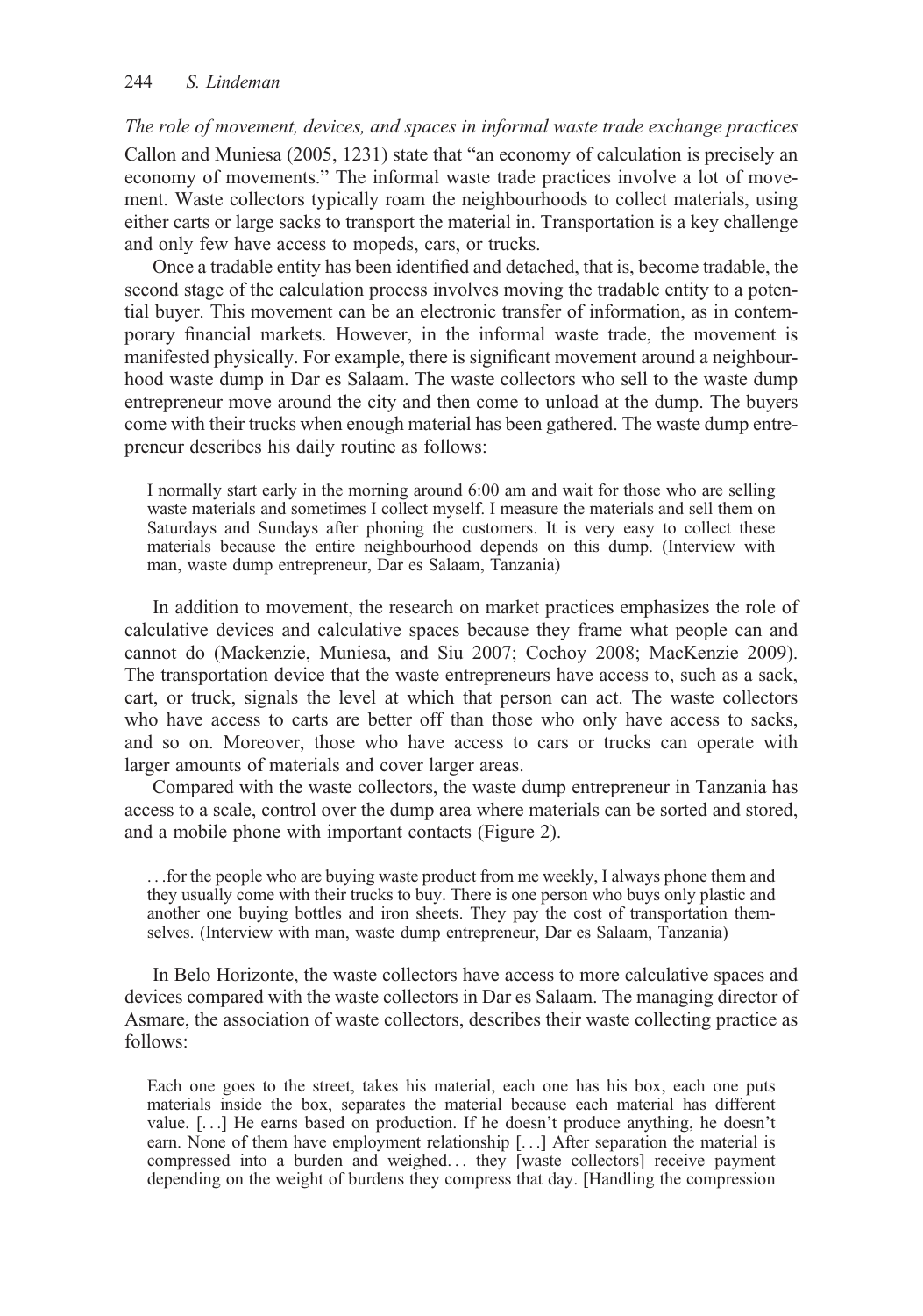*The role of movement, devices, and spaces in informal waste trade exchange practices*

Callon and Muniesa (2005, 1231) state that "an economy of calculation is precisely an economy of movements." The informal waste trade practices involve a lot of movement. Waste collectors typically roam the neighbourhoods to collect materials, using either carts or large sacks to transport the material in. Transportation is a key challenge and only few have access to mopeds, cars, or trucks.

Once a tradable entity has been identified and detached, that is, become tradable, the second stage of the calculation process involves moving the tradable entity to a potential buyer. This movement can be an electronic transfer of information, as in contemporary financial markets. However, in the informal waste trade, the movement is manifested physically. For example, there is significant movement around a neighbourhood waste dump in Dar es Salaam. The waste collectors who sell to the waste dump entrepreneur move around the city and then come to unload at the dump. The buyers come with their trucks when enough material has been gathered. The waste dump entrepreneur describes his daily routine as follows:

> I normally start early in the morning around 6:00 am and wait for those who are selling waste materials and sometimes I collect myself. I measure the materials and sell them on Saturdays and Sundays after phoning the customers. It is very easy to collect these materials because the entire neighbourhood depends on this dump. (Interview with man, waste dump entrepreneur, Dar es Salaam, Tanzania)

In addition to movement, the research on market practices emphasizes the role of calculative devices and calculative spaces because they frame what people can and cannot do (Mackenzie, Muniesa, and Siu 2007; Cochoy 2008; MacKenzie 2009). The transportation device that the waste entrepreneurs have access to, such as a sack, cart, or truck, signals the level at which that person can act. The waste collectors who have access to carts are better off than those who only have access to sacks, and so on. Moreover, those who have access to cars or trucks can operate with larger amounts of materials and cover larger areas.

Compared with the waste collectors, the waste dump entrepreneur in Tanzania has access to a scale, control over the dump area where materials can be sorted and stored, and a mobile phone with important contacts (Figure 2).

> . . .for the people who are buying waste product from me weekly, I always phone them and they usually come with their trucks to buy. There is one person who buys only plastic and another one buying bottles and iron sheets. They pay the cost of transportation themselves. (Interview with man, waste dump entrepreneur, Dar es Salaam, Tanzania)

In Belo Horizonte, the waste collectors have access to more calculative spaces and devices compared with the waste collectors in Dar es Salaam. The managing director of Asmare, the association of waste collectors, describes their waste collecting practice as follows:

> Each one goes to the street, takes his material, each one has his box, each one puts materials inside the box, separates the material because each material has different value. [. . .] He earns based on production. If he doesn't produce anything, he doesn't earn. None of them have employment relationship [. . .] After separation the material is compressed into a burden and weighed. . . they [waste collectors] receive payment depending on the weight of burdens they compress that day. [Handling the compression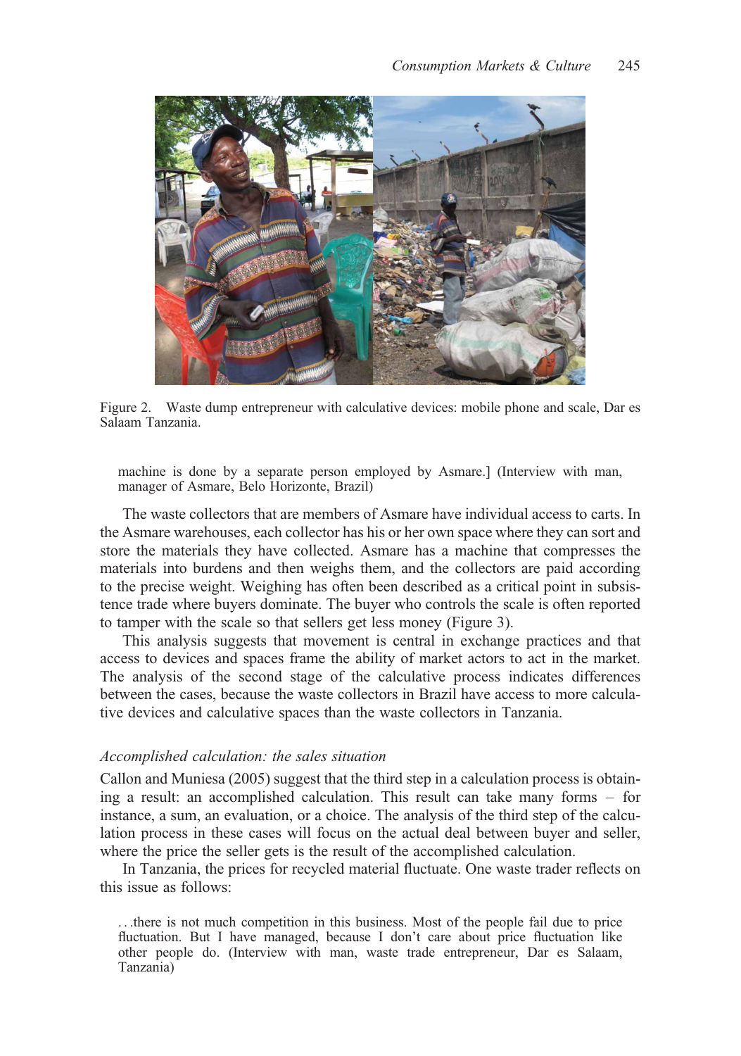Figure 2. Waste dump entrepreneur with calculative devices: mobile phone and scale, Dar es Salaam Tanzania.

> machine is done by a separate person employed by Asmare.] (Interview with man, manager of Asmare, Belo Horizonte, Brazil)

The waste collectors that are members of Asmare have individual access to carts. In the Asmare warehouses, each collector has his or her own space where they can sort and store the materials they have collected. Asmare has a machine that compresses the materials into burdens and then weighs them, and the collectors are paid according to the precise weight. Weighing has often been described as a critical point in subsistence trade where buyers dominate. The buyer who controls the scale is often reported to tamper with the scale so that sellers get less money (Figure 3).

This analysis suggests that movement is central in exchange practices and that access to devices and spaces frame the ability of market actors to act in the market. The analysis of the second stage of the calculative process indicates differences between the cases, because the waste collectors in Brazil have access to more calculative devices and calculative spaces than the waste collectors in Tanzania.

### *Accomplished calculation: the sales situation*

Callon and Muniesa (2005) suggest that the third step in a calculation process is obtaining a result: an accomplished calculation. This result can take many forms – for instance, a sum, an evaluation, or a choice. The analysis of the third step of the calculation process in these cases will focus on the actual deal between buyer and seller, where the price the seller gets is the result of the accomplished calculation.

In Tanzania, the prices for recycled material fluctuate. One waste trader reflects on this issue as follows:

> …there is not much competition in this business. Most of the people fail due to price fluctuation. But I have managed, because I don't care about price fluctuation like other people do. (Interview with man, waste trade entrepreneur, Dar es Salaam, Tanzania)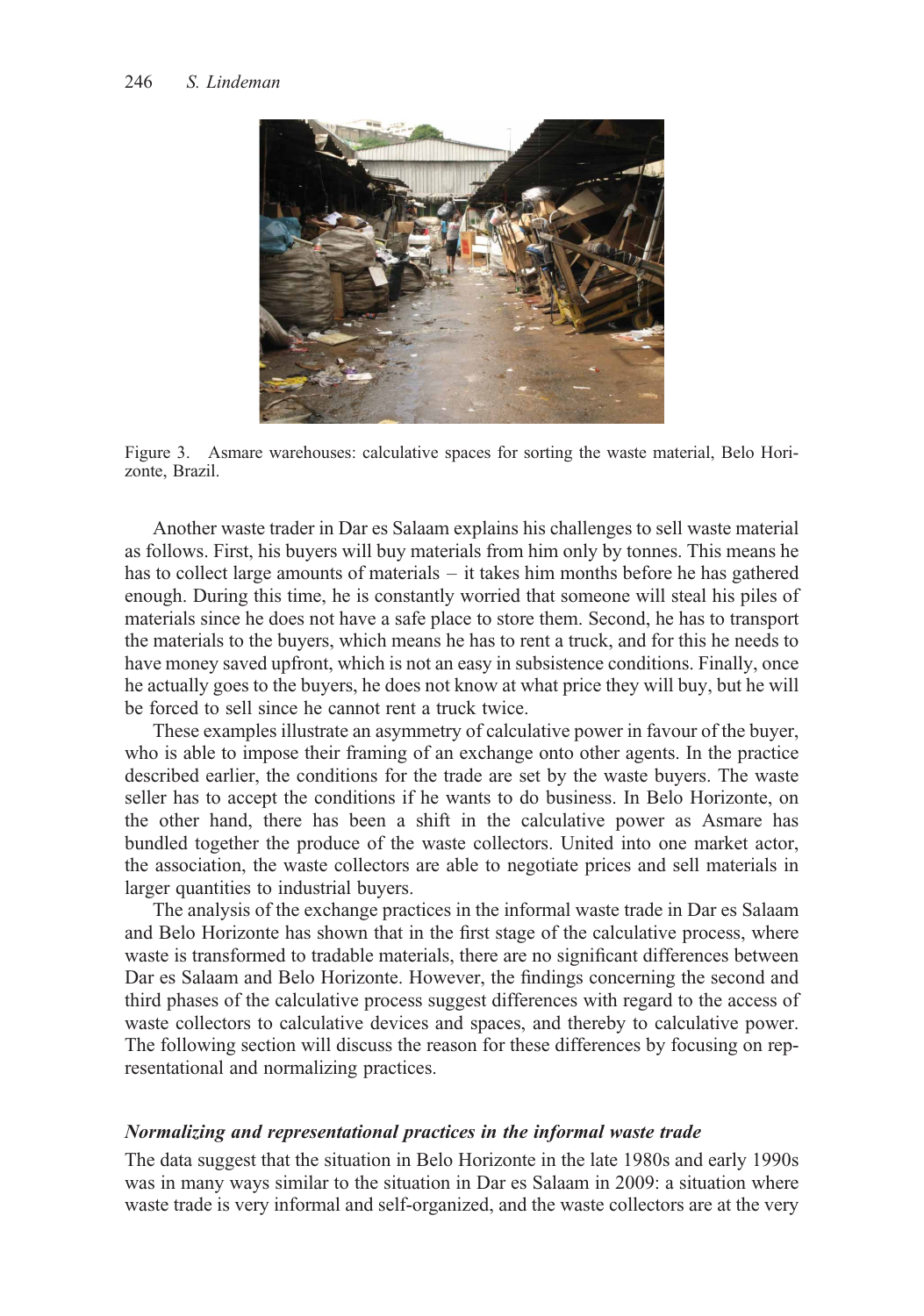Figure 3. Asmare warehouses: calculative spaces for sorting the waste material, Belo Horizonte, Brazil.

Another waste trader in Dar es Salaam explains his challenges to sell waste material as follows. First, his buyers will buy materials from him only by tonnes. This means he has to collect large amounts of materials – it takes him months before he has gathered enough. During this time, he is constantly worried that someone will steal his piles of materials since he does not have a safe place to store them. Second, he has to transport the materials to the buyers, which means he has to rent a truck, and for this he needs to have money saved upfront, which is not an easy in subsistence conditions. Finally, once he actually goes to the buyers, he does not know at what price they will buy, but he will be forced to sell since he cannot rent a truck twice.

These examples illustrate an asymmetry of calculative power in favour of the buyer, who is able to impose their framing of an exchange onto other agents. In the practice described earlier, the conditions for the trade are set by the waste buyers. The waste seller has to accept the conditions if he wants to do business. In Belo Horizonte, on the other hand, there has been a shift in the calculative power as Asmare has bundled together the produce of the waste collectors. United into one market actor, the association, the waste collectors are able to negotiate prices and sell materials in larger quantities to industrial buyers.

The analysis of the exchange practices in the informal waste trade in Dar es Salaam and Belo Horizonte has shown that in the first stage of the calculative process, where waste is transformed to tradable materials, there are no significant differences between Dar es Salaam and Belo Horizonte. However, the findings concerning the second and third phases of the calculative process suggest differences with regard to the access of waste collectors to calculative devices and spaces, and thereby to calculative power. The following section will discuss the reason for these differences by focusing on representational and normalizing practices.

### *Normalizing and representational practices in the informal waste trade*

The data suggest that the situation in Belo Horizonte in the late 1980s and early 1990s was in many ways similar to the situation in Dar es Salaam in 2009: a situation where waste trade is very informal and self-organized, and the waste collectors are at the very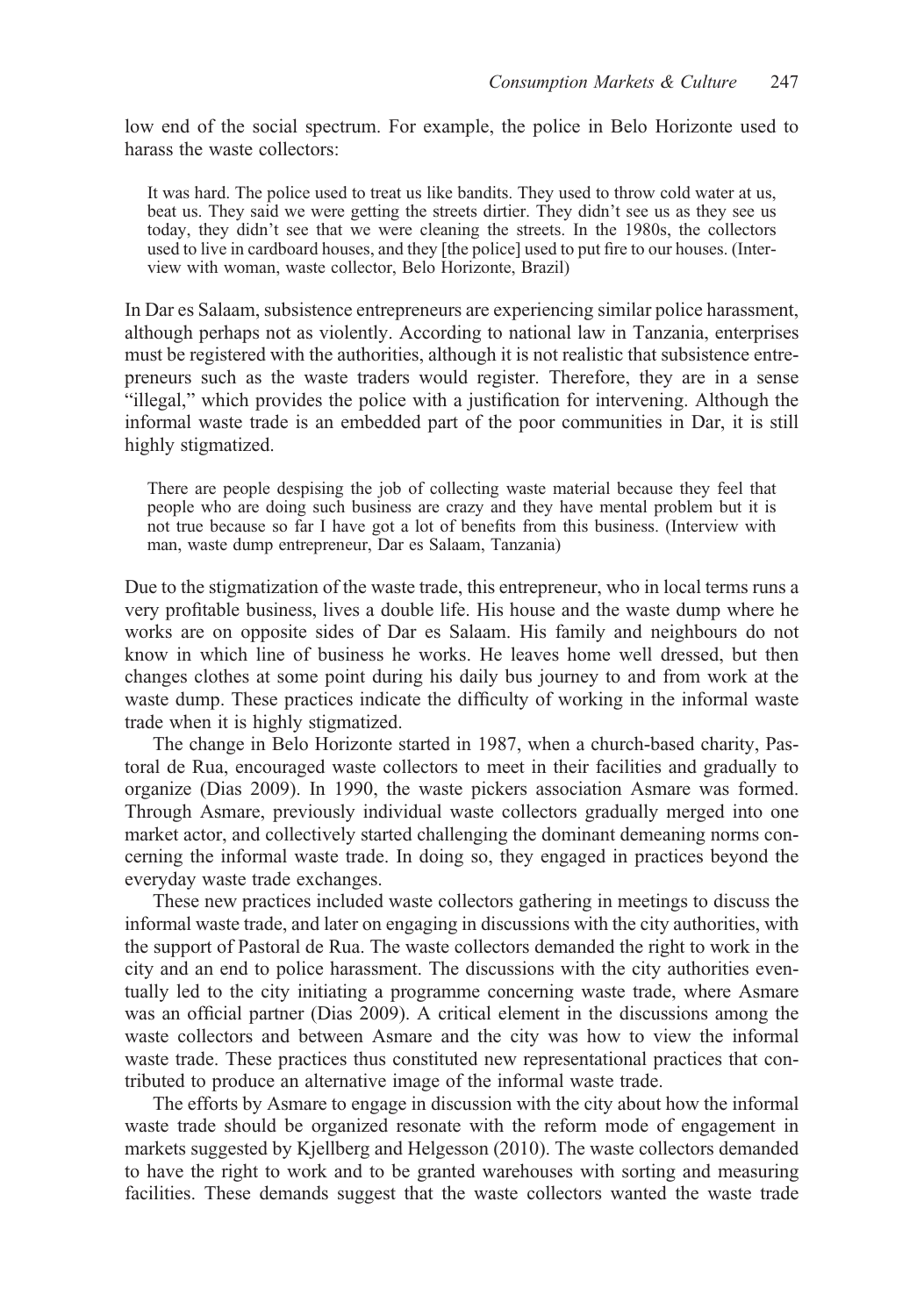low end of the social spectrum. For example, the police in Belo Horizonte used to harass the waste collectors:

> It was hard. The police used to treat us like bandits. They used to throw cold water at us, beat us. They said we were getting the streets dirtier. They didn't see us as they see us today, they didn't see that we were cleaning the streets. In the 1980s, the collectors used to live in cardboard houses, and they [the police] used to put fire to our houses. (Interview with woman, waste collector, Belo Horizonte, Brazil)

In Dar es Salaam, subsistence entrepreneurs are experiencing similar police harassment, although perhaps not as violently. According to national law in Tanzania, enterprises must be registered with the authorities, although it is not realistic that subsistence entrepreneurs such as the waste traders would register. Therefore, they are in a sense "illegal," which provides the police with a justification for intervening. Although the informal waste trade is an embedded part of the poor communities in Dar, it is still highly stigmatized.

> There are people despising the job of collecting waste material because they feel that people who are doing such business are crazy and they have mental problem but it is not true because so far I have got a lot of benefits from this business. (Interview with man, waste dump entrepreneur, Dar es Salaam, Tanzania)

Due to the stigmatization of the waste trade, this entrepreneur, who in local terms runs a very profitable business, lives a double life. His house and the waste dump where he works are on opposite sides of Dar es Salaam. His family and neighbours do not know in which line of business he works. He leaves home well dressed, but then changes clothes at some point during his daily bus journey to and from work at the waste dump. These practices indicate the difficulty of working in the informal waste trade when it is highly stigmatized.

The change in Belo Horizonte started in 1987, when a church-based charity, Pastoral de Rua, encouraged waste collectors to meet in their facilities and gradually to organize (Dias 2009). In 1990, the waste pickers association Asmare was formed. Through Asmare, previously individual waste collectors gradually merged into one market actor, and collectively started challenging the dominant demeaning norms concerning the informal waste trade. In doing so, they engaged in practices beyond the everyday waste trade exchanges.

These new practices included waste collectors gathering in meetings to discuss the informal waste trade, and later on engaging in discussions with the city authorities, with the support of Pastoral de Rua. The waste collectors demanded the right to work in the city and an end to police harassment. The discussions with the city authorities eventually led to the city initiating a programme concerning waste trade, where Asmare was an official partner (Dias 2009). A critical element in the discussions among the waste collectors and between Asmare and the city was how to view the informal waste trade. These practices thus constituted new representational practices that contributed to produce an alternative image of the informal waste trade.

The efforts by Asmare to engage in discussion with the city about how the informal waste trade should be organized resonate with the reform mode of engagement in markets suggested by Kjellberg and Helgesson (2010). The waste collectors demanded to have the right to work and to be granted warehouses with sorting and measuring facilities. These demands suggest that the waste collectors wanted the waste trade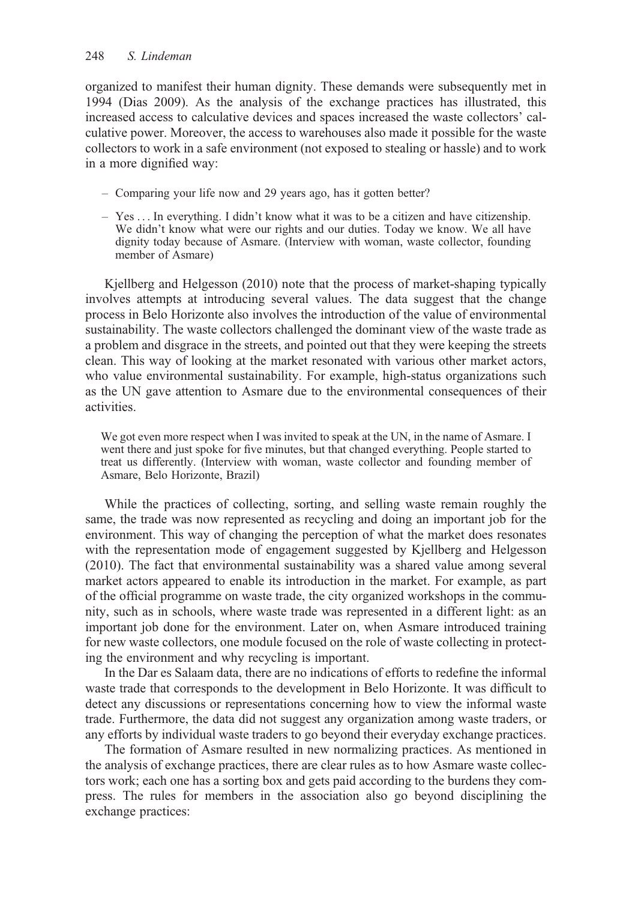organized to manifest their human dignity. These demands were subsequently met in 1994 (Dias 2009). As the analysis of the exchange practices has illustrated, this increased access to calculative devices and spaces increased the waste collectors' calculative power. Moreover, the access to warehouses also made it possible for the waste collectors to work in a safe environment (not exposed to stealing or hassle) and to work in a more dignified way:

> – Comparing your life now and 29 years ago, has it gotten better?
>
> – Yes ... In everything. I didn't know what it was to be a citizen and have citizenship. We didn't know what were our rights and our duties. Today we know. We all have dignity today because of Asmare. (Interview with woman, waste collector, founding member of Asmare)

Kjellberg and Helgesson (2010) note that the process of market-shaping typically involves attempts at introducing several values. The data suggest that the change process in Belo Horizonte also involves the introduction of the value of environmental sustainability. The waste collectors challenged the dominant view of the waste trade as a problem and disgrace in the streets, and pointed out that they were keeping the streets clean. This way of looking at the market resonated with various other market actors, who value environmental sustainability. For example, high-status organizations such as the UN gave attention to Asmare due to the environmental consequences of their activities.

> We got even more respect when I was invited to speak at the UN, in the name of Asmare. I went there and just spoke for five minutes, but that changed everything. People started to treat us differently. (Interview with woman, waste collector and founding member of Asmare, Belo Horizonte, Brazil)

While the practices of collecting, sorting, and selling waste remain roughly the same, the trade was now represented as recycling and doing an important job for the environment. This way of changing the perception of what the market does resonates with the representation mode of engagement suggested by Kjellberg and Helgesson (2010). The fact that environmental sustainability was a shared value among several market actors appeared to enable its introduction in the market. For example, as part of the official programme on waste trade, the city organized workshops in the community, such as in schools, where waste trade was represented in a different light: as an important job done for the environment. Later on, when Asmare introduced training for new waste collectors, one module focused on the role of waste collecting in protecting the environment and why recycling is important.

In the Dar es Salaam data, there are no indications of efforts to redefine the informal waste trade that corresponds to the development in Belo Horizonte. It was difficult to detect any discussions or representations concerning how to view the informal waste trade. Furthermore, the data did not suggest any organization among waste traders, or any efforts by individual waste traders to go beyond their everyday exchange practices.

The formation of Asmare resulted in new normalizing practices. As mentioned in the analysis of exchange practices, there are clear rules as to how Asmare waste collectors work; each one has a sorting box and gets paid according to the burdens they compress. The rules for members in the association also go beyond disciplining the exchange practices: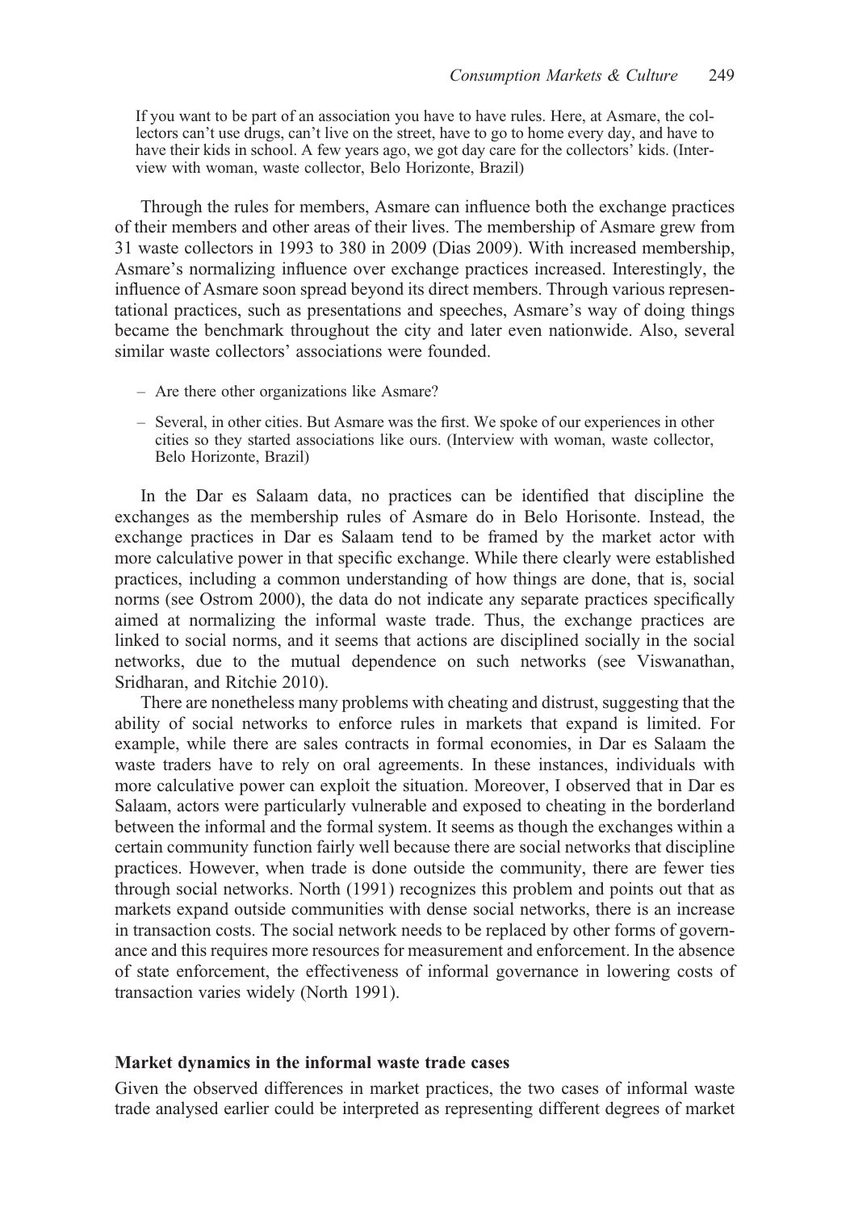> If you want to be part of an association you have to have rules. Here, at Asmare, the collectors can't use drugs, can't live on the street, have to go to home every day, and have to have their kids in school. A few years ago, we got day care for the collectors' kids. (Interview with woman, waste collector, Belo Horizonte, Brazil)

Through the rules for members, Asmare can influence both the exchange practices of their members and other areas of their lives. The membership of Asmare grew from 31 waste collectors in 1993 to 380 in 2009 (Dias 2009). With increased membership, Asmare's normalizing influence over exchange practices increased. Interestingly, the influence of Asmare soon spread beyond its direct members. Through various representational practices, such as presentations and speeches, Asmare's way of doing things became the benchmark throughout the city and later even nationwide. Also, several similar waste collectors' associations were founded.

> – Are there other organizations like Asmare?
>
> – Several, in other cities. But Asmare was the first. We spoke of our experiences in other cities so they started associations like ours. (Interview with woman, waste collector, Belo Horizonte, Brazil)

In the Dar es Salaam data, no practices can be identified that discipline the exchanges as the membership rules of Asmare do in Belo Horisonte. Instead, the exchange practices in Dar es Salaam tend to be framed by the market actor with more calculative power in that specific exchange. While there clearly were established practices, including a common understanding of how things are done, that is, social norms (see Ostrom 2000), the data do not indicate any separate practices specifically aimed at normalizing the informal waste trade. Thus, the exchange practices are linked to social norms, and it seems that actions are disciplined socially in the social networks, due to the mutual dependence on such networks (see Viswanathan, Sridharan, and Ritchie 2010).

There are nonetheless many problems with cheating and distrust, suggesting that the ability of social networks to enforce rules in markets that expand is limited. For example, while there are sales contracts in formal economies, in Dar es Salaam the waste traders have to rely on oral agreements. In these instances, individuals with more calculative power can exploit the situation. Moreover, I observed that in Dar es Salaam, actors were particularly vulnerable and exposed to cheating in the borderland between the informal and the formal system. It seems as though the exchanges within a certain community function fairly well because there are social networks that discipline practices. However, when trade is done outside the community, there are fewer ties through social networks. North (1991) recognizes this problem and points out that as markets expand outside communities with dense social networks, there is an increase in transaction costs. The social network needs to be replaced by other forms of governance and this requires more resources for measurement and enforcement. In the absence of state enforcement, the effectiveness of informal governance in lowering costs of transaction varies widely (North 1991).

## Market dynamics in the informal waste trade cases

Given the observed differences in market practices, the two cases of informal waste trade analysed earlier could be interpreted as representing different degrees of market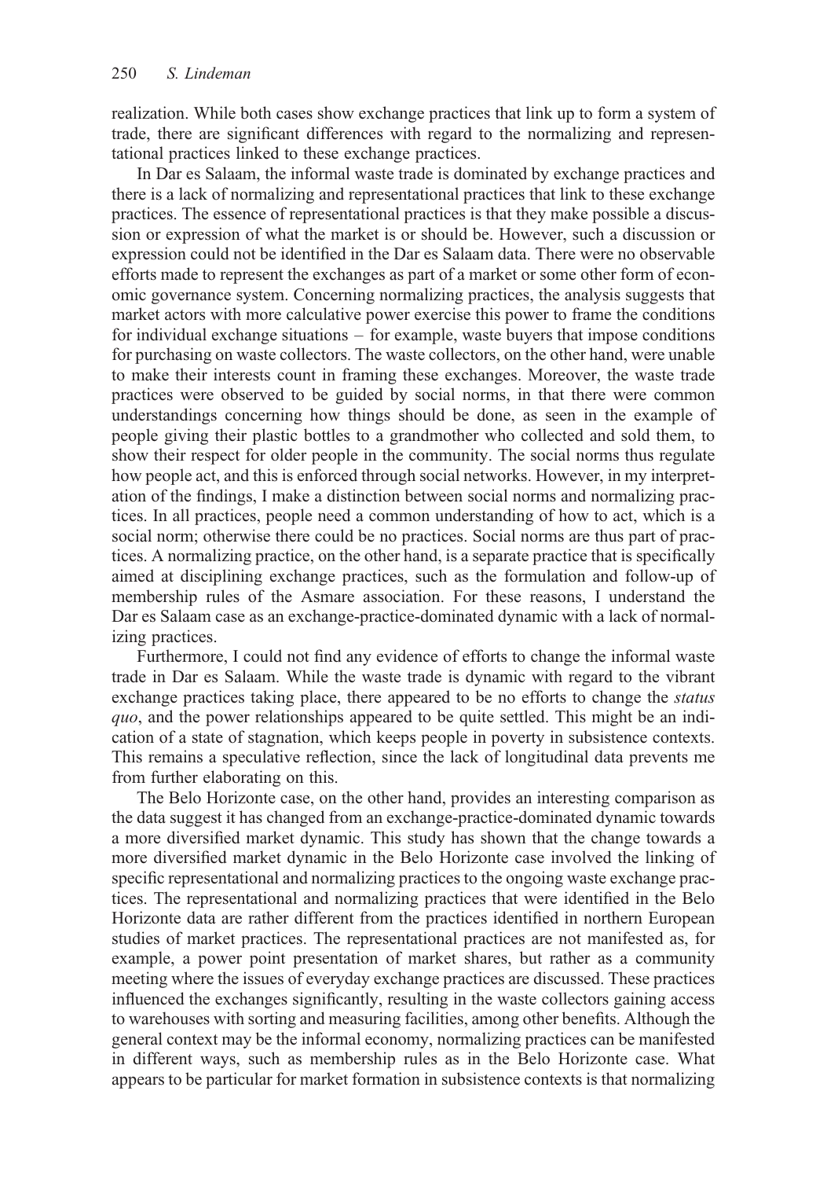realization. While both cases show exchange practices that link up to form a system of trade, there are significant differences with regard to the normalizing and representational practices linked to these exchange practices.

In Dar es Salaam, the informal waste trade is dominated by exchange practices and there is a lack of normalizing and representational practices that link to these exchange practices. The essence of representational practices is that they make possible a discussion or expression of what the market is or should be. However, such a discussion or expression could not be identified in the Dar es Salaam data. There were no observable efforts made to represent the exchanges as part of a market or some other form of economic governance system. Concerning normalizing practices, the analysis suggests that market actors with more calculative power exercise this power to frame the conditions for individual exchange situations – for example, waste buyers that impose conditions for purchasing on waste collectors. The waste collectors, on the other hand, were unable to make their interests count in framing these exchanges. Moreover, the waste trade practices were observed to be guided by social norms, in that there were common understandings concerning how things should be done, as seen in the example of people giving their plastic bottles to a grandmother who collected and sold them, to show their respect for older people in the community. The social norms thus regulate how people act, and this is enforced through social networks. However, in my interpretation of the findings, I make a distinction between social norms and normalizing practices. In all practices, people need a common understanding of how to act, which is a social norm; otherwise there could be no practices. Social norms are thus part of practices. A normalizing practice, on the other hand, is a separate practice that is specifically aimed at disciplining exchange practices, such as the formulation and follow-up of membership rules of the Asmare association. For these reasons, I understand the Dar es Salaam case as an exchange-practice-dominated dynamic with a lack of normalizing practices.

Furthermore, I could not find any evidence of efforts to change the informal waste trade in Dar es Salaam. While the waste trade is dynamic with regard to the vibrant exchange practices taking place, there appeared to be no efforts to change the *status quo*, and the power relationships appeared to be quite settled. This might be an indication of a state of stagnation, which keeps people in poverty in subsistence contexts. This remains a speculative reflection, since the lack of longitudinal data prevents me from further elaborating on this.

The Belo Horizonte case, on the other hand, provides an interesting comparison as the data suggest it has changed from an exchange-practice-dominated dynamic towards a more diversified market dynamic. This study has shown that the change towards a more diversified market dynamic in the Belo Horizonte case involved the linking of specific representational and normalizing practices to the ongoing waste exchange practices. The representational and normalizing practices that were identified in the Belo Horizonte data are rather different from the practices identified in northern European studies of market practices. The representational practices are not manifested as, for example, a power point presentation of market shares, but rather as a community meeting where the issues of everyday exchange practices are discussed. These practices influenced the exchanges significantly, resulting in the waste collectors gaining access to warehouses with sorting and measuring facilities, among other benefits. Although the general context may be the informal economy, normalizing practices can be manifested in different ways, such as membership rules as in the Belo Horizonte case. What appears to be particular for market formation in subsistence contexts is that normalizing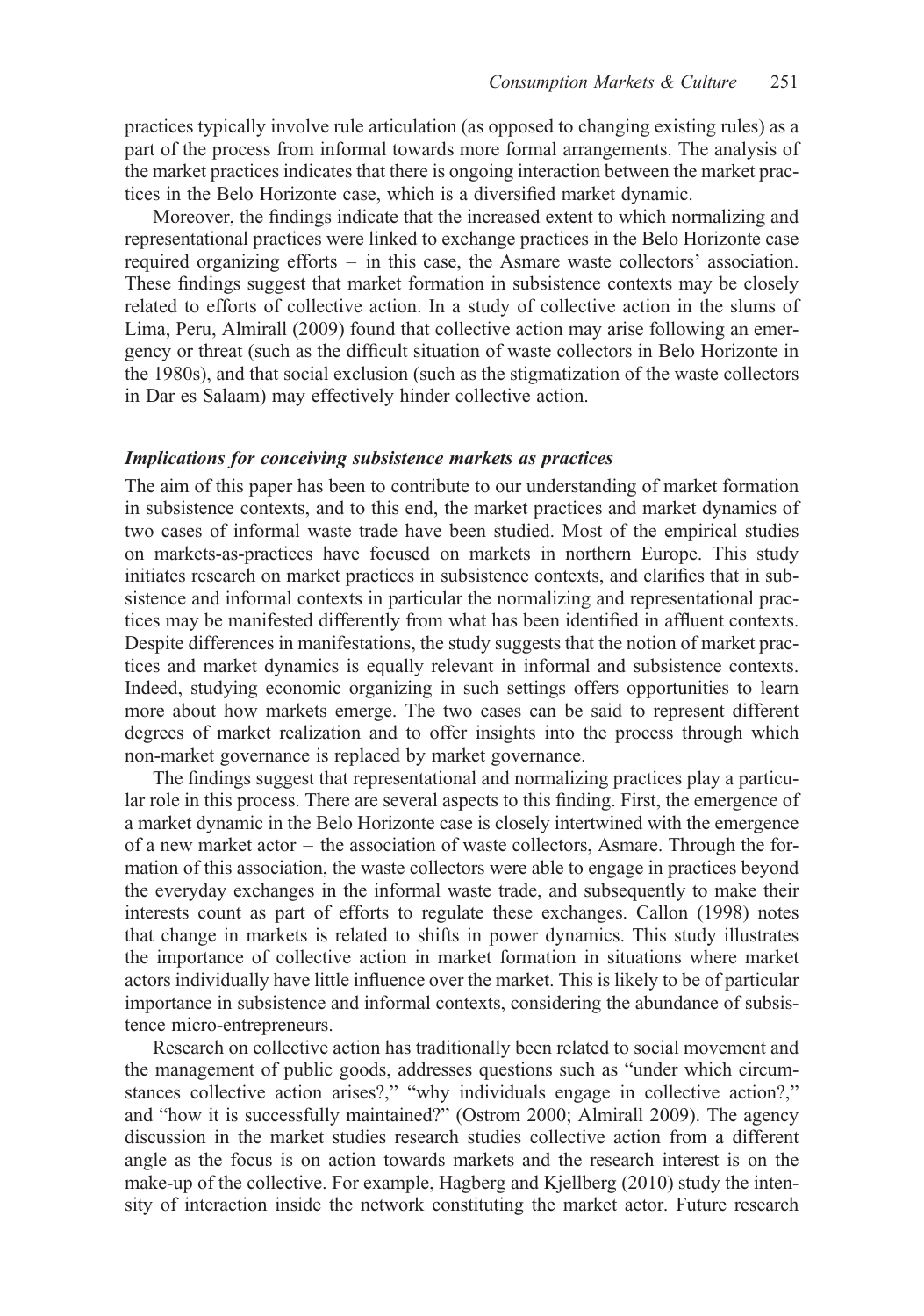practices typically involve rule articulation (as opposed to changing existing rules) as a part of the process from informal towards more formal arrangements. The analysis of the market practices indicates that there is ongoing interaction between the market practices in the Belo Horizonte case, which is a diversified market dynamic.

Moreover, the findings indicate that the increased extent to which normalizing and representational practices were linked to exchange practices in the Belo Horizonte case required organizing efforts – in this case, the Asmare waste collectors' association. These findings suggest that market formation in subsistence contexts may be closely related to efforts of collective action. In a study of collective action in the slums of Lima, Peru, Almirall (2009) found that collective action may arise following an emergency or threat (such as the difficult situation of waste collectors in Belo Horizonte in the 1980s), and that social exclusion (such as the stigmatization of the waste collectors in Dar es Salaam) may effectively hinder collective action.

### *Implications for conceiving subsistence markets as practices*

The aim of this paper has been to contribute to our understanding of market formation in subsistence contexts, and to this end, the market practices and market dynamics of two cases of informal waste trade have been studied. Most of the empirical studies on markets-as-practices have focused on markets in northern Europe. This study initiates research on market practices in subsistence contexts, and clarifies that in subsistence and informal contexts in particular the normalizing and representational practices may be manifested differently from what has been identified in affluent contexts. Despite differences in manifestations, the study suggests that the notion of market practices and market dynamics is equally relevant in informal and subsistence contexts. Indeed, studying economic organizing in such settings offers opportunities to learn more about how markets emerge. The two cases can be said to represent different degrees of market realization and to offer insights into the process through which non-market governance is replaced by market governance.

The findings suggest that representational and normalizing practices play a particular role in this process. There are several aspects to this finding. First, the emergence of a market dynamic in the Belo Horizonte case is closely intertwined with the emergence of a new market actor – the association of waste collectors, Asmare. Through the formation of this association, the waste collectors were able to engage in practices beyond the everyday exchanges in the informal waste trade, and subsequently to make their interests count as part of efforts to regulate these exchanges. Callon (1998) notes that change in markets is related to shifts in power dynamics. This study illustrates the importance of collective action in market formation in situations where market actors individually have little influence over the market. This is likely to be of particular importance in subsistence and informal contexts, considering the abundance of subsistence micro-entrepreneurs.

Research on collective action has traditionally been related to social movement and the management of public goods, addresses questions such as "under which circumstances collective action arises?," "why individuals engage in collective action?," and "how it is successfully maintained?" (Ostrom 2000; Almirall 2009). The agency discussion in the market studies research studies collective action from a different angle as the focus is on action towards markets and the research interest is on the make-up of the collective. For example, Hagberg and Kjellberg (2010) study the intensity of interaction inside the network constituting the market actor. Future research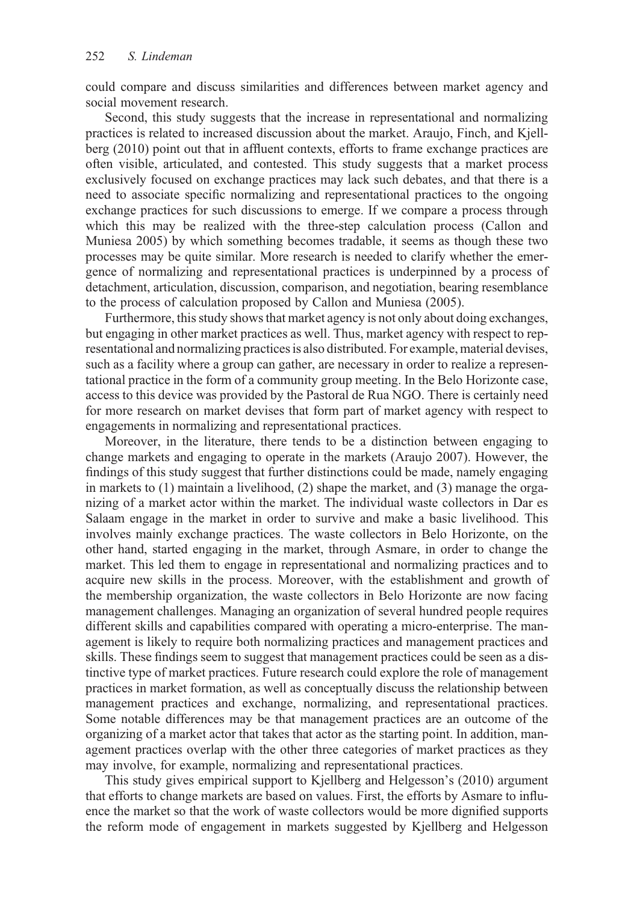could compare and discuss similarities and differences between market agency and social movement research.

Second, this study suggests that the increase in representational and normalizing practices is related to increased discussion about the market. Araujo, Finch, and Kjellberg (2010) point out that in affluent contexts, efforts to frame exchange practices are often visible, articulated, and contested. This study suggests that a market process exclusively focused on exchange practices may lack such debates, and that there is a need to associate specific normalizing and representational practices to the ongoing exchange practices for such discussions to emerge. If we compare a process through which this may be realized with the three-step calculation process (Callon and Muniesa 2005) by which something becomes tradable, it seems as though these two processes may be quite similar. More research is needed to clarify whether the emergence of normalizing and representational practices is underpinned by a process of detachment, articulation, discussion, comparison, and negotiation, bearing resemblance to the process of calculation proposed by Callon and Muniesa (2005).

Furthermore, this study shows that market agency is not only about doing exchanges, but engaging in other market practices as well. Thus, market agency with respect to representational and normalizing practices is also distributed. For example, material devises, such as a facility where a group can gather, are necessary in order to realize a representational practice in the form of a community group meeting. In the Belo Horizonte case, access to this device was provided by the Pastoral de Rua NGO. There is certainly need for more research on market devises that form part of market agency with respect to engagements in normalizing and representational practices.

Moreover, in the literature, there tends to be a distinction between engaging to change markets and engaging to operate in the markets (Araujo 2007). However, the findings of this study suggest that further distinctions could be made, namely engaging in markets to (1) maintain a livelihood, (2) shape the market, and (3) manage the organizing of a market actor within the market. The individual waste collectors in Dar es Salaam engage in the market in order to survive and make a basic livelihood. This involves mainly exchange practices. The waste collectors in Belo Horizonte, on the other hand, started engaging in the market, through Asmare, in order to change the market. This led them to engage in representational and normalizing practices and to acquire new skills in the process. Moreover, with the establishment and growth of the membership organization, the waste collectors in Belo Horizonte are now facing management challenges. Managing an organization of several hundred people requires different skills and capabilities compared with operating a micro-enterprise. The management is likely to require both normalizing practices and management practices and skills. These findings seem to suggest that management practices could be seen as a distinctive type of market practices. Future research could explore the role of management practices in market formation, as well as conceptually discuss the relationship between management practices and exchange, normalizing, and representational practices. Some notable differences may be that management practices are an outcome of the organizing of a market actor that takes that actor as the starting point. In addition, management practices overlap with the other three categories of market practices as they may involve, for example, normalizing and representational practices.

This study gives empirical support to Kjellberg and Helgesson's (2010) argument that efforts to change markets are based on values. First, the efforts by Asmare to influence the market so that the work of waste collectors would be more dignified supports the reform mode of engagement in markets suggested by Kjellberg and Helgesson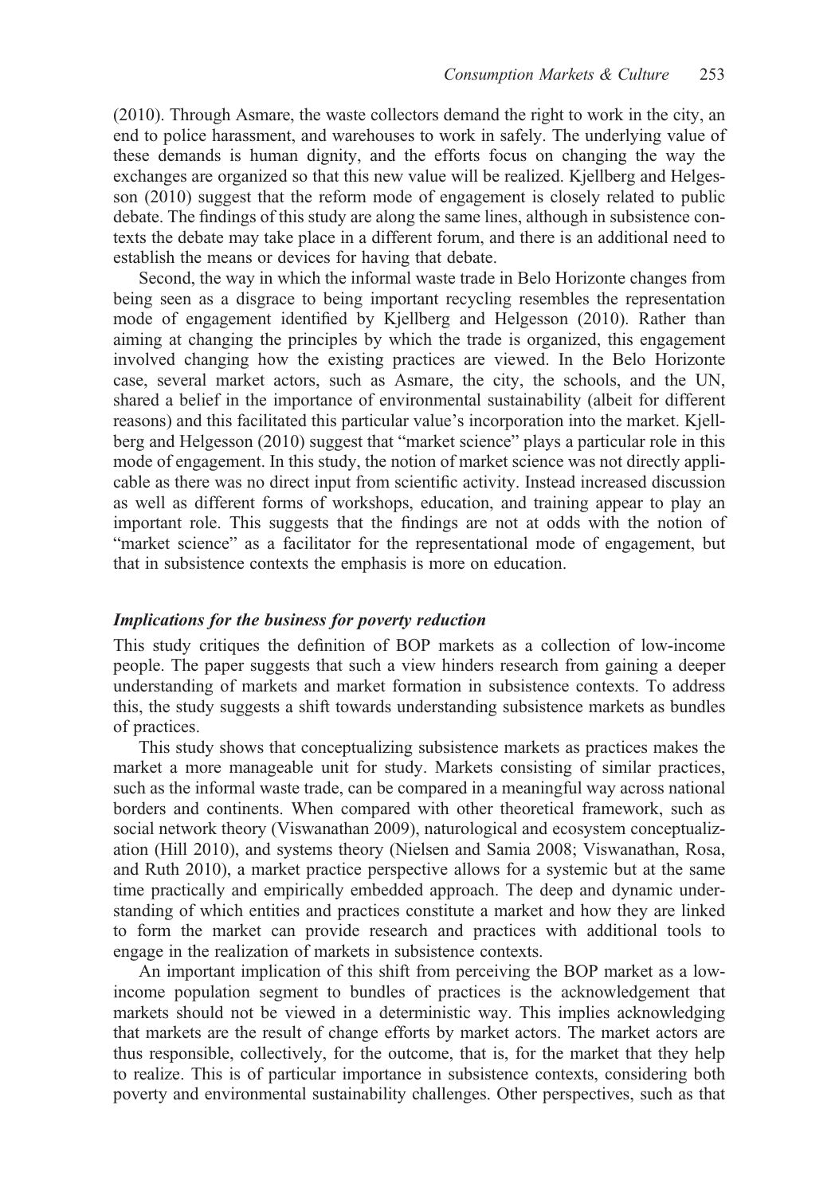(2010). Through Asmare, the waste collectors demand the right to work in the city, an end to police harassment, and warehouses to work in safely. The underlying value of these demands is human dignity, and the efforts focus on changing the way the exchanges are organized so that this new value will be realized. Kjellberg and Helgesson (2010) suggest that the reform mode of engagement is closely related to public debate. The findings of this study are along the same lines, although in subsistence contexts the debate may take place in a different forum, and there is an additional need to establish the means or devices for having that debate.

Second, the way in which the informal waste trade in Belo Horizonte changes from being seen as a disgrace to being important recycling resembles the representation mode of engagement identified by Kjellberg and Helgesson (2010). Rather than aiming at changing the principles by which the trade is organized, this engagement involved changing how the existing practices are viewed. In the Belo Horizonte case, several market actors, such as Asmare, the city, the schools, and the UN, shared a belief in the importance of environmental sustainability (albeit for different reasons) and this facilitated this particular value's incorporation into the market. Kjellberg and Helgesson (2010) suggest that "market science" plays a particular role in this mode of engagement. In this study, the notion of market science was not directly applicable as there was no direct input from scientific activity. Instead increased discussion as well as different forms of workshops, education, and training appear to play an important role. This suggests that the findings are not at odds with the notion of "market science" as a facilitator for the representational mode of engagement, but that in subsistence contexts the emphasis is more on education.

### *Implications for the business for poverty reduction*

This study critiques the definition of BOP markets as a collection of low-income people. The paper suggests that such a view hinders research from gaining a deeper understanding of markets and market formation in subsistence contexts. To address this, the study suggests a shift towards understanding subsistence markets as bundles of practices.

This study shows that conceptualizing subsistence markets as practices makes the market a more manageable unit for study. Markets consisting of similar practices, such as the informal waste trade, can be compared in a meaningful way across national borders and continents. When compared with other theoretical framework, such as social network theory (Viswanathan 2009), naturological and ecosystem conceptualization (Hill 2010), and systems theory (Nielsen and Samia 2008; Viswanathan, Rosa, and Ruth 2010), a market practice perspective allows for a systemic but at the same time practically and empirically embedded approach. The deep and dynamic understanding of which entities and practices constitute a market and how they are linked to form the market can provide research and practices with additional tools to engage in the realization of markets in subsistence contexts.

An important implication of this shift from perceiving the BOP market as a low-income population segment to bundles of practices is the acknowledgement that markets should not be viewed in a deterministic way. This implies acknowledging that markets are the result of change efforts by market actors. The market actors are thus responsible, collectively, for the outcome, that is, for the market that they help to realize. This is of particular importance in subsistence contexts, considering both poverty and environmental sustainability challenges. Other perspectives, such as that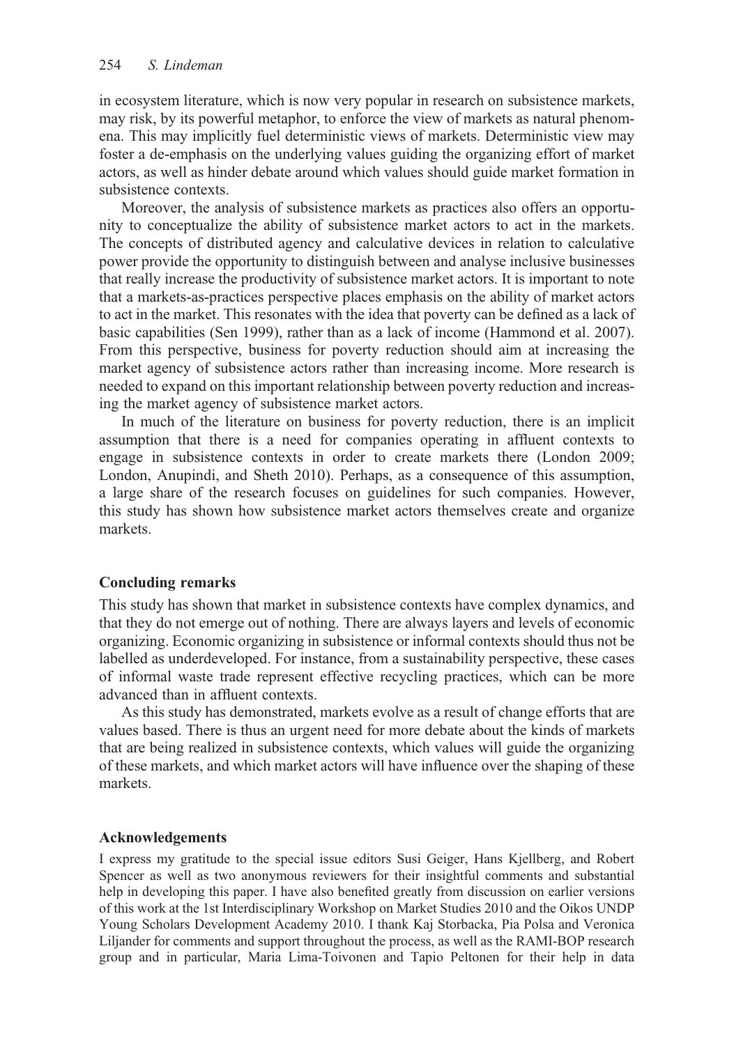in ecosystem literature, which is now very popular in research on subsistence markets, may risk, by its powerful metaphor, to enforce the view of markets as natural phenomena. This may implicitly fuel deterministic views of markets. Deterministic view may foster a de-emphasis on the underlying values guiding the organizing effort of market actors, as well as hinder debate around which values should guide market formation in subsistence contexts.

Moreover, the analysis of subsistence markets as practices also offers an opportunity to conceptualize the ability of subsistence market actors to act in the markets. The concepts of distributed agency and calculative devices in relation to calculative power provide the opportunity to distinguish between and analyse inclusive businesses that really increase the productivity of subsistence market actors. It is important to note that a markets-as-practices perspective places emphasis on the ability of market actors to act in the market. This resonates with the idea that poverty can be defined as a lack of basic capabilities (Sen 1999), rather than as a lack of income (Hammond et al. 2007). From this perspective, business for poverty reduction should aim at increasing the market agency of subsistence actors rather than increasing income. More research is needed to expand on this important relationship between poverty reduction and increasing the market agency of subsistence market actors.

In much of the literature on business for poverty reduction, there is an implicit assumption that there is a need for companies operating in affluent contexts to engage in subsistence contexts in order to create markets there (London 2009; London, Anupindi, and Sheth 2010). Perhaps, as a consequence of this assumption, a large share of the research focuses on guidelines for such companies. However, this study has shown how subsistence market actors themselves create and organize markets.

## Concluding remarks

This study has shown that market in subsistence contexts have complex dynamics, and that they do not emerge out of nothing. There are always layers and levels of economic organizing. Economic organizing in subsistence or informal contexts should thus not be labelled as underdeveloped. For instance, from a sustainability perspective, these cases of informal waste trade represent effective recycling practices, which can be more advanced than in affluent contexts.

As this study has demonstrated, markets evolve as a result of change efforts that are values based. There is thus an urgent need for more debate about the kinds of markets that are being realized in subsistence contexts, which values will guide the organizing of these markets, and which market actors will have influence over the shaping of these markets.

## Acknowledgements

I express my gratitude to the special issue editors Susi Geiger, Hans Kjellberg, and Robert Spencer as well as two anonymous reviewers for their insightful comments and substantial help in developing this paper. I have also benefited greatly from discussion on earlier versions of this work at the 1st Interdisciplinary Workshop on Market Studies 2010 and the Oikos UNDP Young Scholars Development Academy 2010. I thank Kaj Storbacka, Pia Polsa and Veronica Liljander for comments and support throughout the process, as well as the RAMI-BOP research group and in particular, Maria Lima-Toivonen and Tapio Peltonen for their help in data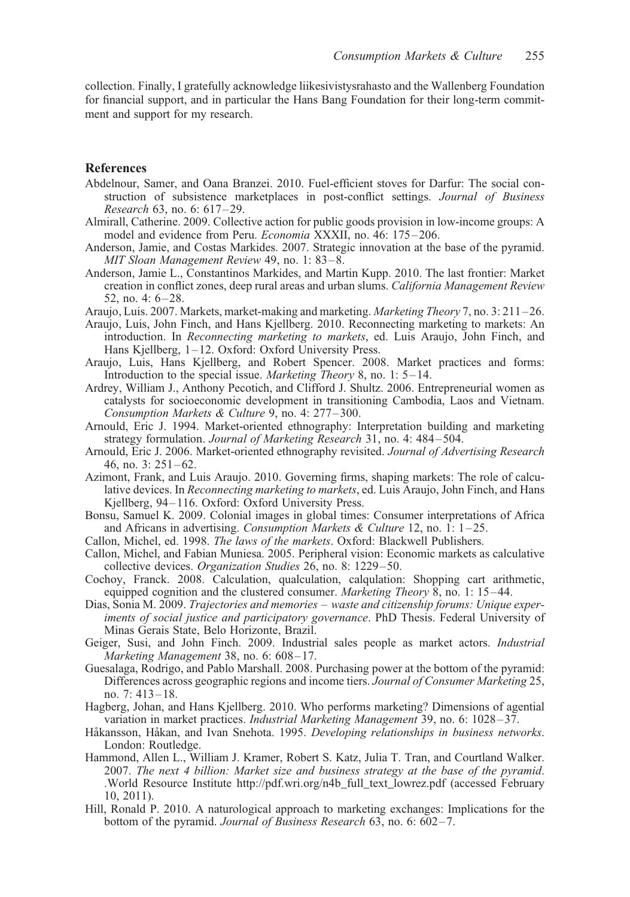collection. Finally, I gratefully acknowledge liikesivistysrahasto and the Wallenberg Foundation for financial support, and in particular the Hans Bang Foundation for their long-term commitment and support for my research.

## References

Abdelnour, Samer, and Oana Branzei. 2010. Fuel-efficient stoves for Darfur: The social construction of subsistence marketplaces in post-conflict settings. *Journal of Business Research* 63, no. 6: 617–29.

Almirall, Catherine. 2009. Collective action for public goods provision in low-income groups: A model and evidence from Peru. *Economia* XXXII, no. 46: 175–206.

Anderson, Jamie, and Costas Markides. 2007. Strategic innovation at the base of the pyramid. *MIT Sloan Management Review* 49, no. 1: 83–8.

Anderson, Jamie L., Constantinos Markides, and Martin Kupp. 2010. The last frontier: Market creation in conflict zones, deep rural areas and urban slums. *California Management Review* 52, no. 4: 6–28.

Araujo, Luis. 2007. Markets, market-making and marketing. *Marketing Theory* 7, no. 3: 211–26.

Araujo, Luis, John Finch, and Hans Kjellberg. 2010. Reconnecting marketing to markets: An introduction. In *Reconnecting marketing to markets*, ed. Luis Araujo, John Finch, and Hans Kjellberg, 1–12. Oxford: Oxford University Press.

Araujo, Luis, Hans Kjellberg, and Robert Spencer. 2008. Market practices and forms: Introduction to the special issue. *Marketing Theory* 8, no. 1: 5–14.

Ardrey, William J., Anthony Pecotich, and Clifford J. Shultz. 2006. Entrepreneurial women as catalysts for socioeconomic development in transitioning Cambodia, Laos and Vietnam. *Consumption Markets & Culture* 9, no. 4: 277–300.

Arnould, Eric J. 1994. Market-oriented ethnography: Interpretation building and marketing strategy formulation. *Journal of Marketing Research* 31, no. 4: 484–504.

Arnould, Eric J. 2006. Market-oriented ethnography revisited. *Journal of Advertising Research* 46, no. 3: 251–62.

Azimont, Frank, and Luis Araujo. 2010. Governing firms, shaping markets: The role of calculative devices. In *Reconnecting marketing to markets*, ed. Luis Araujo, John Finch, and Hans Kjellberg, 94–116. Oxford: Oxford University Press.

Bonsu, Samuel K. 2009. Colonial images in global times: Consumer interpretations of Africa and Africans in advertising. *Consumption Markets & Culture* 12, no. 1: 1–25.

Callon, Michel, ed. 1998. *The laws of the markets*. Oxford: Blackwell Publishers.

Callon, Michel, and Fabian Muniesa. 2005. Peripheral vision: Economic markets as calculative collective devices. *Organization Studies* 26, no. 8: 1229–50.

Cochoy, Franck. 2008. Calculation, qualculation, calqulation: Shopping cart arithmetic, equipped cognition and the clustered consumer. *Marketing Theory* 8, no. 1: 15–44.

Dias, Sonia M. 2009. *Trajectories and memories – waste and citizenship forums: Unique experiments of social justice and participatory governance*. PhD Thesis. Federal University of Minas Gerais State, Belo Horizonte, Brazil.

Geiger, Susi, and John Finch. 2009. Industrial sales people as market actors. *Industrial Marketing Management* 38, no. 6: 608–17.

Guesalaga, Rodrigo, and Pablo Marshall. 2008. Purchasing power at the bottom of the pyramid: Differences across geographic regions and income tiers. *Journal of Consumer Marketing* 25, no. 7: 413–18.

Hagberg, Johan, and Hans Kjellberg. 2010. Who performs marketing? Dimensions of agential variation in market practices. *Industrial Marketing Management* 39, no. 6: 1028–37.

Håkansson, Håkan, and Ivan Snehota. 1995. *Developing relationships in business networks*. London: Routledge.

Hammond, Allen L., William J. Kramer, Robert S. Katz, Julia T. Tran, and Courtland Walker. 2007. *The next 4 billion: Market size and business strategy at the base of the pyramid*. .World Resource Institute http://pdf.wri.org/n4b_full_text_lowrez.pdf (accessed February 10, 2011).

Hill, Ronald P. 2010. A naturological approach to marketing exchanges: Implications for the bottom of the pyramid. *Journal of Business Research* 63, no. 6: 602–7.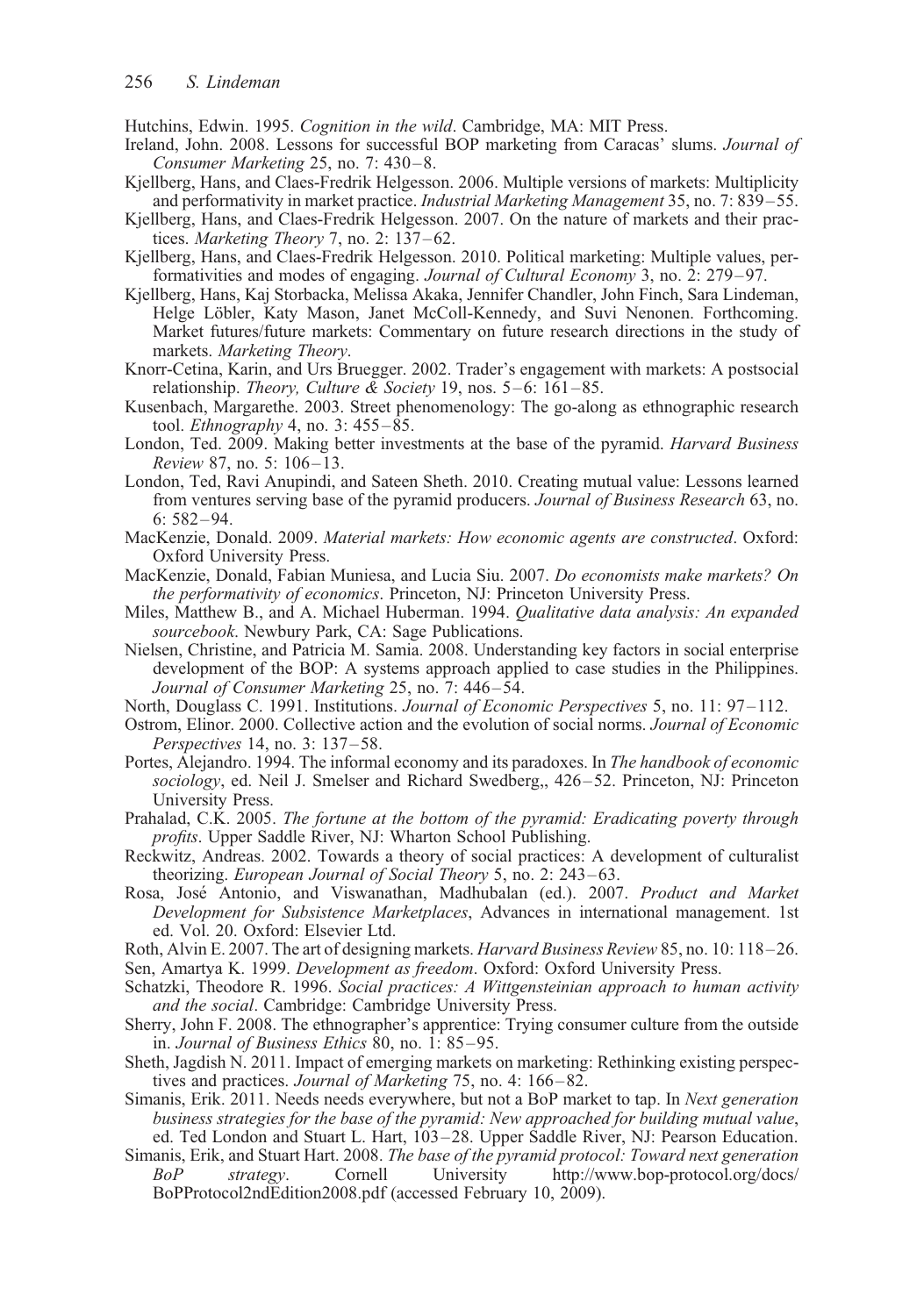Hutchins, Edwin. 1995. *Cognition in the wild*. Cambridge, MA: MIT Press.

Ireland, John. 2008. Lessons for successful BOP marketing from Caracas' slums. *Journal of Consumer Marketing* 25, no. 7: 430–8.

Kjellberg, Hans, and Claes-Fredrik Helgesson. 2006. Multiple versions of markets: Multiplicity and performativity in market practice. *Industrial Marketing Management* 35, no. 7: 839–55.

Kjellberg, Hans, and Claes-Fredrik Helgesson. 2007. On the nature of markets and their practices. *Marketing Theory* 7, no. 2: 137–62.

Kjellberg, Hans, and Claes-Fredrik Helgesson. 2010. Political marketing: Multiple values, performativities and modes of engaging. *Journal of Cultural Economy* 3, no. 2: 279–97.

Kjellberg, Hans, Kaj Storbacka, Melissa Akaka, Jennifer Chandler, John Finch, Sara Lindeman, Helge Löbler, Katy Mason, Janet McColl-Kennedy, and Suvi Nenonen. Forthcoming. Market futures/future markets: Commentary on future research directions in the study of markets. *Marketing Theory*.

Knorr-Cetina, Karin, and Urs Bruegger. 2002. Trader's engagement with markets: A postsocial relationship. *Theory, Culture & Society* 19, nos. 5–6: 161–85.

Kusenbach, Margarethe. 2003. Street phenomenology: The go-along as ethnographic research tool. *Ethnography* 4, no. 3: 455–85.

London, Ted. 2009. Making better investments at the base of the pyramid. *Harvard Business Review* 87, no. 5: 106–13.

London, Ted, Ravi Anupindi, and Sateen Sheth. 2010. Creating mutual value: Lessons learned from ventures serving base of the pyramid producers. *Journal of Business Research* 63, no. 6: 582–94.

MacKenzie, Donald. 2009. *Material markets: How economic agents are constructed*. Oxford: Oxford University Press.

MacKenzie, Donald, Fabian Muniesa, and Lucia Siu. 2007. *Do economists make markets? On the performativity of economics*. Princeton, NJ: Princeton University Press.

Miles, Matthew B., and A. Michael Huberman. 1994. *Qualitative data analysis: An expanded sourcebook*. Newbury Park, CA: Sage Publications.

Nielsen, Christine, and Patricia M. Samia. 2008. Understanding key factors in social enterprise development of the BOP: A systems approach applied to case studies in the Philippines. *Journal of Consumer Marketing* 25, no. 7: 446–54.

North, Douglass C. 1991. Institutions. *Journal of Economic Perspectives* 5, no. 11: 97–112.

Ostrom, Elinor. 2000. Collective action and the evolution of social norms. *Journal of Economic Perspectives* 14, no. 3: 137–58.

Portes, Alejandro. 1994. The informal economy and its paradoxes. In *The handbook of economic sociology*, ed. Neil J. Smelser and Richard Swedberg,, 426–52. Princeton, NJ: Princeton University Press.

Prahalad, C.K. 2005. *The fortune at the bottom of the pyramid: Eradicating poverty through profits*. Upper Saddle River, NJ: Wharton School Publishing.

Reckwitz, Andreas. 2002. Towards a theory of social practices: A development of culturalist theorizing. *European Journal of Social Theory* 5, no. 2: 243–63.

Rosa, José Antonio, and Viswanathan, Madhubalan (ed.). 2007. *Product and Market Development for Subsistence Marketplaces*, Advances in international management. 1st ed. Vol. 20. Oxford: Elsevier Ltd.

Roth, Alvin E. 2007. The art of designing markets. *Harvard Business Review* 85, no. 10: 118–26.

Sen, Amartya K. 1999. *Development as freedom*. Oxford: Oxford University Press.

Schatzki, Theodore R. 1996. *Social practices: A Wittgensteinian approach to human activity and the social*. Cambridge: Cambridge University Press.

Sherry, John F. 2008. The ethnographer's apprentice: Trying consumer culture from the outside in. *Journal of Business Ethics* 80, no. 1: 85–95.

Sheth, Jagdish N. 2011. Impact of emerging markets on marketing: Rethinking existing perspectives and practices. *Journal of Marketing* 75, no. 4: 166–82.

Simanis, Erik. 2011. Needs needs everywhere, but not a BoP market to tap. In *Next generation business strategies for the base of the pyramid: New approached for building mutual value*, ed. Ted London and Stuart L. Hart, 103–28. Upper Saddle River, NJ: Pearson Education.

Simanis, Erik, and Stuart Hart. 2008. *The base of the pyramid protocol: Toward next generation BoP strategy*. Cornell University http://www.bop-protocol.org/docs/BoPProtocol2ndEdition2008.pdf (accessed February 10, 2009).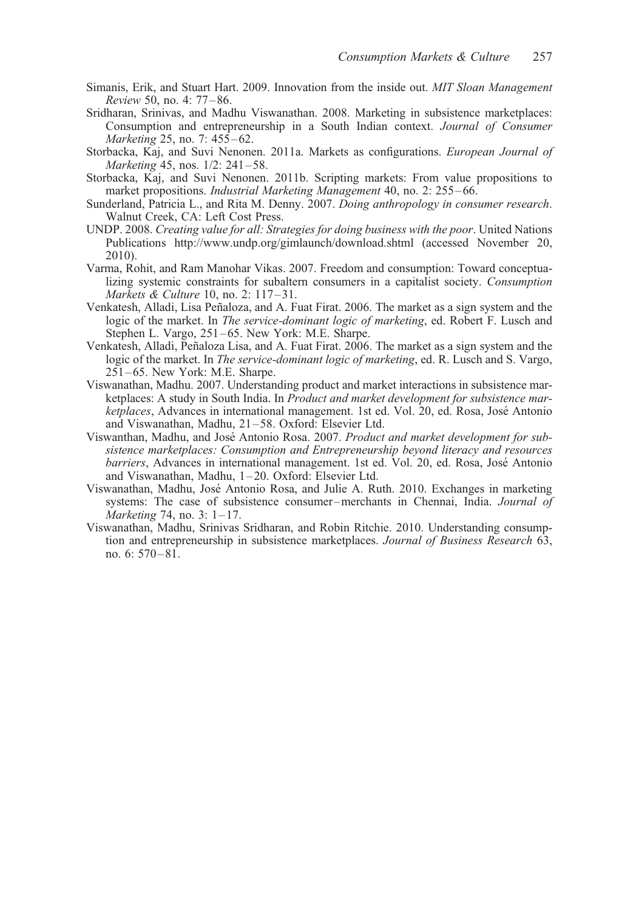Simanis, Erik, and Stuart Hart. 2009. Innovation from the inside out. *MIT Sloan Management Review* 50, no. 4: 77–86.

Sridharan, Srinivas, and Madhu Viswanathan. 2008. Marketing in subsistence marketplaces: Consumption and entrepreneurship in a South Indian context. *Journal of Consumer Marketing* 25, no. 7: 455–62.

Storbacka, Kaj, and Suvi Nenonen. 2011a. Markets as configurations. *European Journal of Marketing* 45, nos. 1/2: 241–58.

Storbacka, Kaj, and Suvi Nenonen. 2011b. Scripting markets: From value propositions to market propositions. *Industrial Marketing Management* 40, no. 2: 255–66.

Sunderland, Patricia L., and Rita M. Denny. 2007. *Doing anthropology in consumer research*. Walnut Creek, CA: Left Cost Press.

UNDP. 2008. *Creating value for all: Strategies for doing business with the poor*. United Nations Publications http://www.undp.org/gimlaunch/download.shtml (accessed November 20, 2010).

Varma, Rohit, and Ram Manohar Vikas. 2007. Freedom and consumption: Toward conceptualizing systemic constraints for subaltern consumers in a capitalist society. *Consumption Markets & Culture* 10, no. 2: 117–31.

Venkatesh, Alladi, Lisa Peñaloza, and A. Fuat Firat. 2006. The market as a sign system and the logic of the market. In *The service-dominant logic of marketing*, ed. Robert F. Lusch and Stephen L. Vargo, 251–65. New York: M.E. Sharpe.

Venkatesh, Alladi, Peñaloza Lisa, and A. Fuat Firat. 2006. The market as a sign system and the logic of the market. In *The service-dominant logic of marketing*, ed. R. Lusch and S. Vargo, 251–65. New York: M.E. Sharpe.

Viswanathan, Madhu. 2007. Understanding product and market interactions in subsistence marketplaces: A study in South India. In *Product and market development for subsistence marketplaces*, Advances in international management. 1st ed. Vol. 20, ed. Rosa, José Antonio and Viswanathan, Madhu, 21–58. Oxford: Elsevier Ltd.

Viswanthan, Madhu, and José Antonio Rosa. 2007. *Product and market development for subsistence marketplaces: Consumption and Entrepreneurship beyond literacy and resources barriers*, Advances in international management. 1st ed. Vol. 20, ed. Rosa, José Antonio and Viswanathan, Madhu, 1–20. Oxford: Elsevier Ltd.

Viswanathan, Madhu, José Antonio Rosa, and Julie A. Ruth. 2010. Exchanges in marketing systems: The case of subsistence consumer–merchants in Chennai, India. *Journal of Marketing* 74, no. 3: 1–17.

Viswanathan, Madhu, Srinivas Sridharan, and Robin Ritchie. 2010. Understanding consumption and entrepreneurship in subsistence marketplaces. *Journal of Business Research* 63, no. 6: 570–81.